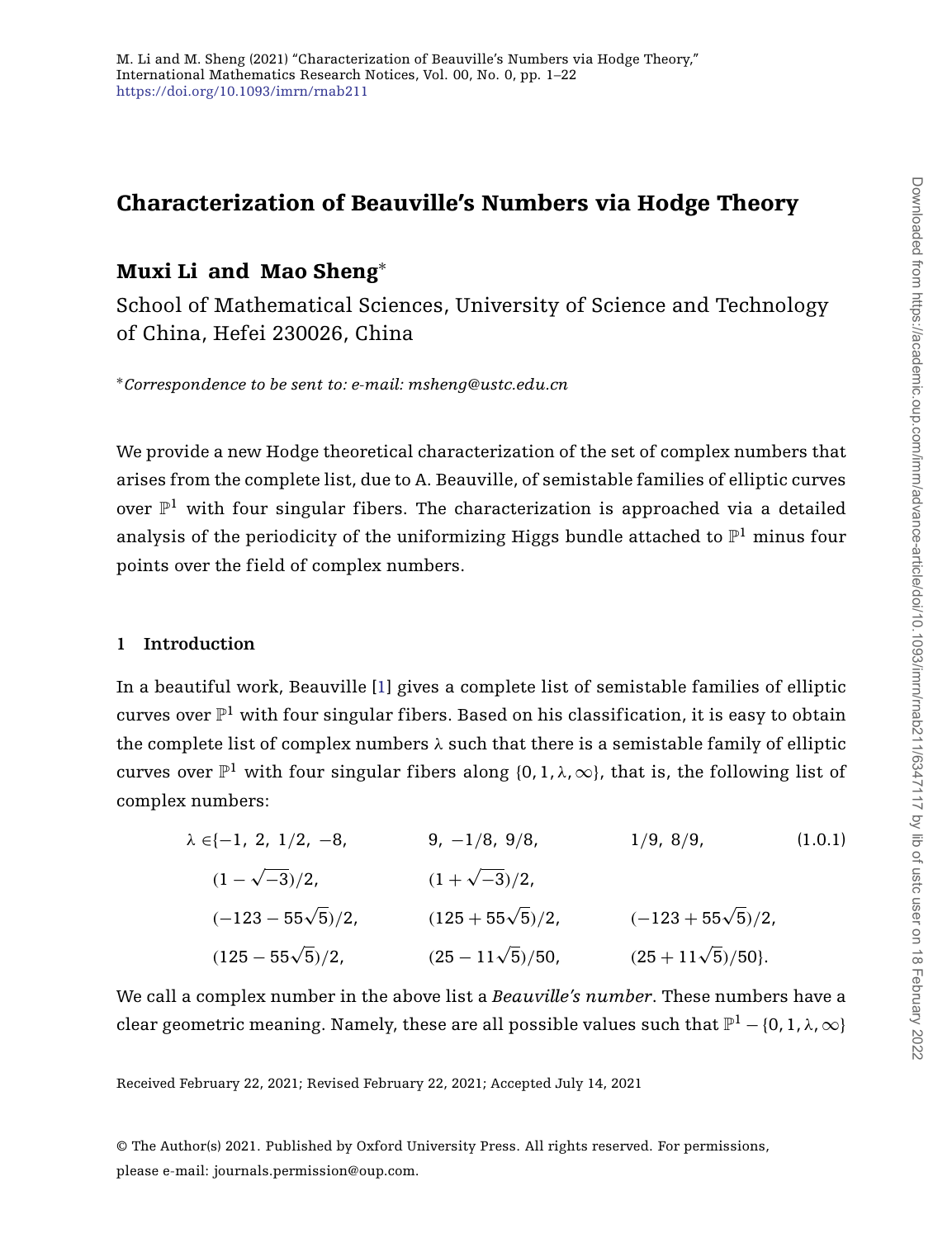# Characterization of Beauville's Numbers via Hodge Theory

**Muxi Li and Mao Sheng***

School of Mathematical Sciences, University of Science and Technology of China, Hefei 230026, China

*Correspondence to be sent to: e-mail: msheng@ustc.edu.cn

We provide a new Hodge theoretical characterization of the set of complex numbers that arises from the complete list, due to A. Beauville, of semistable families of elliptic curves over $\mathbb{P}^1$ with four singular fibers. The characterization is approached via a detailed analysis of the periodicity of the uniformizing Higgs bundle attached to $\mathbb{P}^1$ minus four points over the field of complex numbers.

## 1 Introduction

In a beautiful work, Beauville [1] gives a complete list of semistable families of elliptic curves over $\mathbb{P}^1$ with four singular fibers. Based on his classification, it is easy to obtain the complete list of complex numbers $\lambda$ such that there is a semistable family of elliptic curves over $\mathbb{P}^1$ with four singular fibers along $\{0, 1, \lambda, \infty\}$, that is, the following list of complex numbers:

$$
\begin{aligned}
\lambda \in \{&-1,\ 2,\ 1/2,\ -8, && 9,\ -1/8,\ 9/8, && 1/9,\ 8/9, \\
&(1-\sqrt{-3})/2, && (1+\sqrt{-3})/2, && \\
&(-123-55\sqrt{5})/2, && (125+55\sqrt{5})/2, && (-123+55\sqrt{5})/2, \\
&(125-55\sqrt{5})/2, && (25-11\sqrt{5})/50, && (25+11\sqrt{5})/50\}.
\end{aligned} \tag{1.0.1}
$$

We call a complex number in the above list a *Beauville's number*. These numbers have a clear geometric meaning. Namely, these are all possible values such that $\mathbb{P}^1 - \{0, 1, \lambda, \infty\}$

Received February 22, 2021; Revised February 22, 2021; Accepted July 14, 2021

© The Author(s) 2021. Published by Oxford University Press. All rights reserved. For permissions, please e-mail: journals.permission@oup.com.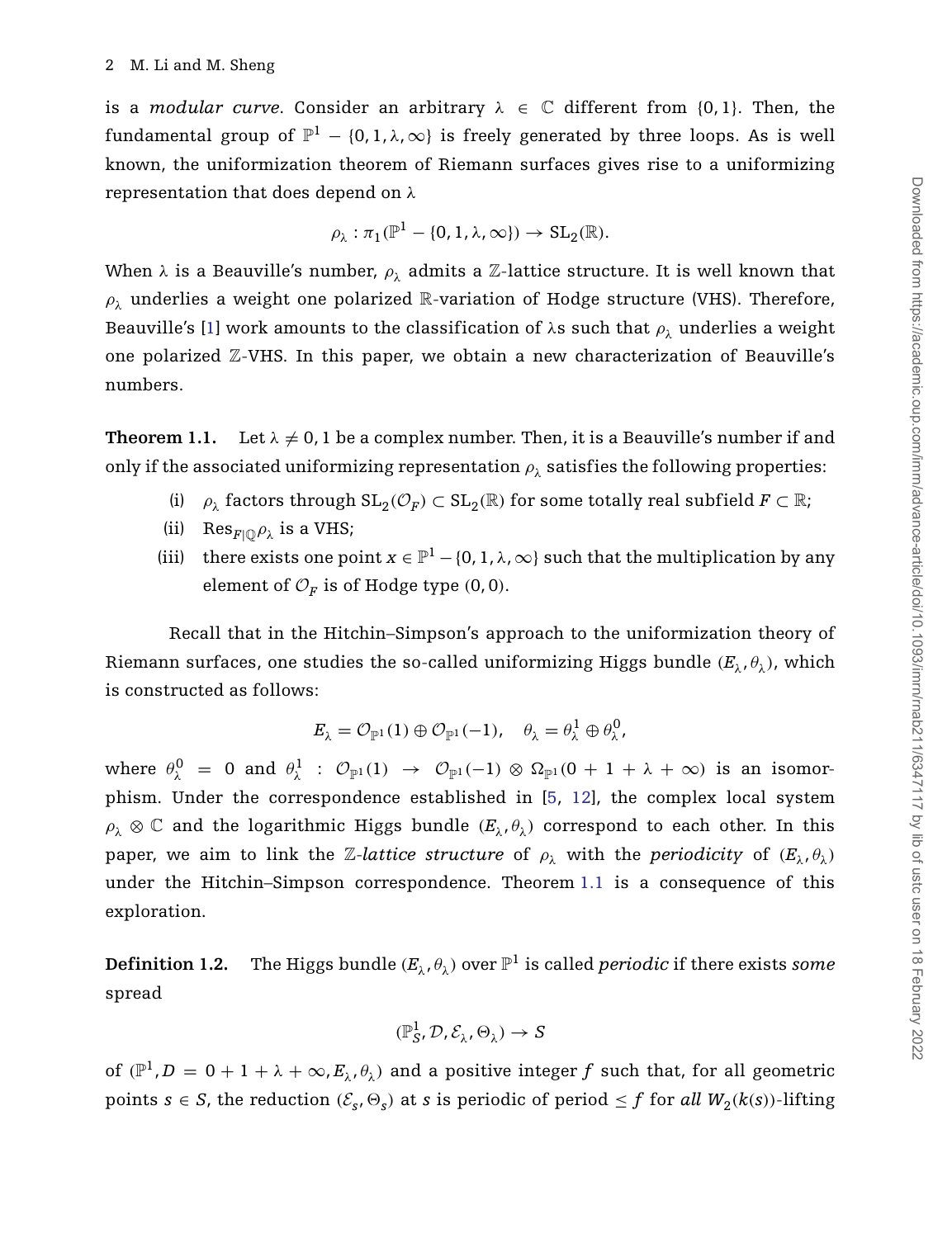is a *modular curve*. Consider an arbitrary $\lambda \in \mathbb{C}$ different from $\{0, 1\}$. Then, the fundamental group of $\mathbb{P}^1 - \{0, 1, \lambda, \infty\}$ is freely generated by three loops. As is well known, the uniformization theorem of Riemann surfaces gives rise to a uniformizing representation that does depend on $\lambda$

$$\rho_\lambda : \pi_1(\mathbb{P}^1 - \{0, 1, \lambda, \infty\}) \to \mathrm{SL}_2(\mathbb{R}).$$

When $\lambda$ is a Beauville's number, $\rho_\lambda$ admits a $\mathbb{Z}$-lattice structure. It is well known that $\rho_\lambda$ underlies a weight one polarized $\mathbb{R}$-variation of Hodge structure (VHS). Therefore, Beauville's [1] work amounts to the classification of $\lambda$s such that $\rho_\lambda$ underlies a weight one polarized $\mathbb{Z}$-VHS. In this paper, we obtain a new characterization of Beauville's numbers.

**Theorem 1.1.** Let $\lambda \neq 0, 1$ be a complex number. Then, it is a Beauville's number if and only if the associated uniformizing representation $\rho_\lambda$ satisfies the following properties:

- (i) $\rho_\lambda$ factors through $\mathrm{SL}_2(\mathcal{O}_F) \subset \mathrm{SL}_2(\mathbb{R})$ for some totally real subfield $F \subset \mathbb{R}$;
- (ii) $\mathrm{Res}_{F|\mathbb{Q}}\rho_\lambda$ is a VHS;
- (iii) there exists one point $x \in \mathbb{P}^1 - \{0, 1, \lambda, \infty\}$ such that the multiplication by any element of $\mathcal{O}_F$ is of Hodge type $(0, 0)$.

Recall that in the Hitchin–Simpson's approach to the uniformization theory of Riemann surfaces, one studies the so-called uniformizing Higgs bundle $(E_\lambda, \theta_\lambda)$, which is constructed as follows:

$$E_\lambda = \mathcal{O}_{\mathbb{P}^1}(1) \oplus \mathcal{O}_{\mathbb{P}^1}(-1), \quad \theta_\lambda = \theta_\lambda^1 \oplus \theta_\lambda^0,$$

where $\theta_\lambda^0 = 0$ and $\theta_\lambda^1 : \mathcal{O}_{\mathbb{P}^1}(1) \to \mathcal{O}_{\mathbb{P}^1}(-1) \otimes \Omega_{\mathbb{P}^1}(0 + 1 + \lambda + \infty)$ is an isomorphism. Under the correspondence established in [5, 12], the complex local system $\rho_\lambda \otimes \mathbb{C}$ and the logarithmic Higgs bundle $(E_\lambda, \theta_\lambda)$ correspond to each other. In this paper, we aim to link the *$\mathbb{Z}$-lattice structure* of $\rho_\lambda$ with the *periodicity* of $(E_\lambda, \theta_\lambda)$ under the Hitchin–Simpson correspondence. Theorem 1.1 is a consequence of this exploration.

**Definition 1.2.** The Higgs bundle $(E_\lambda, \theta_\lambda)$ over $\mathbb{P}^1$ is called *periodic* if there exists *some* spread

$$(\mathbb{P}^1_S, \mathcal{D}, \mathcal{E}_\lambda, \Theta_\lambda) \to S$$

of $(\mathbb{P}^1, D = 0 + 1 + \lambda + \infty, E_\lambda, \theta_\lambda)$ and a positive integer $f$ such that, for all geometric points $s \in S$, the reduction $(\mathcal{E}_s, \Theta_s)$ at $s$ is periodic of period $\leq f$ for *all* $W_2(k(s))$-lifting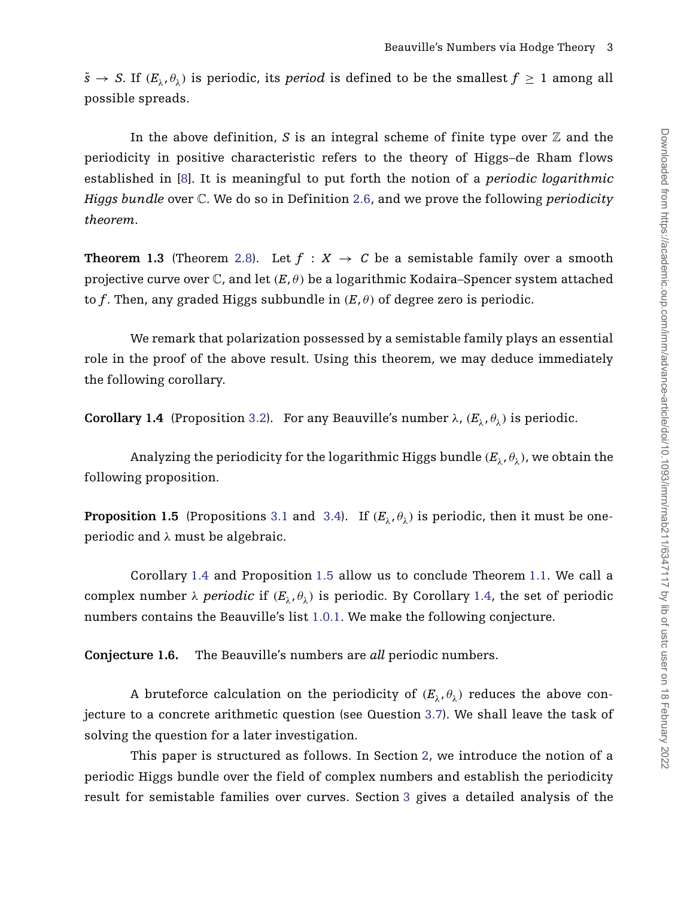$\tilde{s} \to S$. If $(E_\lambda, \theta_\lambda)$ is periodic, its *period* is defined to be the smallest $f \geq 1$ among all possible spreads.

In the above definition, $S$ is an integral scheme of finite type over $\mathbb{Z}$ and the periodicity in positive characteristic refers to the theory of Higgs–de Rham flows established in [8]. It is meaningful to put forth the notion of a *periodic logarithmic Higgs bundle* over $\mathbb{C}$. We do so in Definition 2.6, and we prove the following *periodicity theorem*.

**Theorem 1.3** (Theorem 2.8). Let $f : X \to C$ be a semistable family over a smooth projective curve over $\mathbb{C}$, and let $(E, \theta)$ be a logarithmic Kodaira–Spencer system attached to $f$. Then, any graded Higgs subbundle in $(E, \theta)$ of degree zero is periodic.

We remark that polarization possessed by a semistable family plays an essential role in the proof of the above result. Using this theorem, we may deduce immediately the following corollary.

**Corollary 1.4** (Proposition 3.2). For any Beauville's number $\lambda$, $(E_\lambda, \theta_\lambda)$ is periodic.

Analyzing the periodicity for the logarithmic Higgs bundle $(E_\lambda, \theta_\lambda)$, we obtain the following proposition.

**Proposition 1.5** (Propositions 3.1 and 3.4). If $(E_\lambda, \theta_\lambda)$ is periodic, then it must be one-periodic and $\lambda$ must be algebraic.

Corollary 1.4 and Proposition 1.5 allow us to conclude Theorem 1.1. We call a complex number $\lambda$ *periodic* if $(E_\lambda, \theta_\lambda)$ is periodic. By Corollary 1.4, the set of periodic numbers contains the Beauville's list 1.0.1. We make the following conjecture.

**Conjecture 1.6.** The Beauville's numbers are *all* periodic numbers.

A bruteforce calculation on the periodicity of $(E_\lambda, \theta_\lambda)$ reduces the above conjecture to a concrete arithmetic question (see Question 3.7). We shall leave the task of solving the question for a later investigation.

This paper is structured as follows. In Section 2, we introduce the notion of a periodic Higgs bundle over the field of complex numbers and establish the periodicity result for semistable families over curves. Section 3 gives a detailed analysis of the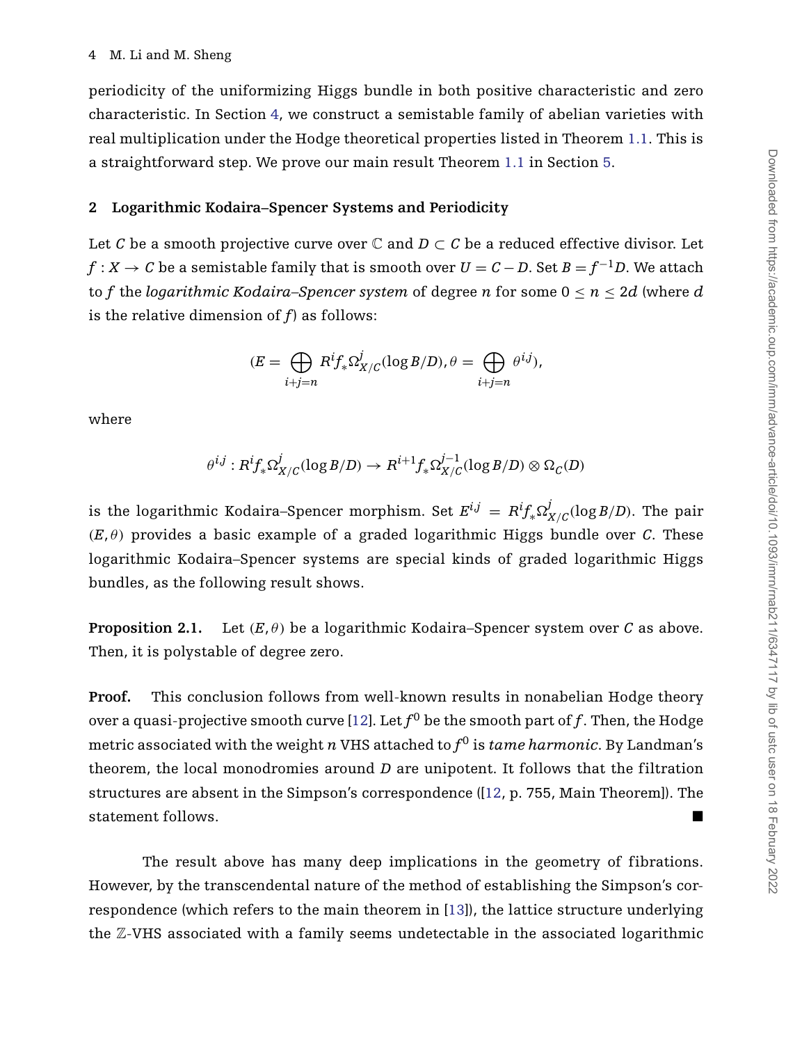periodicity of the uniformizing Higgs bundle in both positive characteristic and zero characteristic. In Section 4, we construct a semistable family of abelian varieties with real multiplication under the Hodge theoretical properties listed in Theorem 1.1. This is a straightforward step. We prove our main result Theorem 1.1 in Section 5.

## 2 Logarithmic Kodaira–Spencer Systems and Periodicity

Let $C$ be a smooth projective curve over $\mathbb{C}$ and $D \subset C$ be a reduced effective divisor. Let $f : X \to C$ be a semistable family that is smooth over $U = C - D$. Set $B = f^{-1}D$. We attach to $f$ the *logarithmic Kodaira–Spencer system* of degree $n$ for some $0 \leq n \leq 2d$ (where $d$ is the relative dimension of $f$) as follows:

$$(E = \bigoplus_{i+j=n} R^i f_* \Omega^j_{X/C}(\log B/D), \theta = \bigoplus_{i+j=n} \theta^{i,j}),$$

where

$$\theta^{i,j} : R^i f_* \Omega^j_{X/C}(\log B/D) \to R^{i+1} f_* \Omega^{j-1}_{X/C}(\log B/D) \otimes \Omega_C(D)$$

is the logarithmic Kodaira–Spencer morphism. Set $E^{i,j} = R^i f_* \Omega^j_{X/C}(\log B/D)$. The pair $(E, \theta)$ provides a basic example of a graded logarithmic Higgs bundle over $C$. These logarithmic Kodaira–Spencer systems are special kinds of graded logarithmic Higgs bundles, as the following result shows.

**Proposition 2.1.** Let $(E, \theta)$ be a logarithmic Kodaira–Spencer system over $C$ as above. Then, it is polystable of degree zero.

**Proof.** This conclusion follows from well-known results in nonabelian Hodge theory over a quasi-projective smooth curve [12]. Let $f^0$ be the smooth part of $f$. Then, the Hodge metric associated with the weight $n$ VHS attached to $f^0$ is *tame harmonic*. By Landman's theorem, the local monodromies around $D$ are unipotent. It follows that the filtration structures are absent in the Simpson's correspondence ([12, p. 755, Main Theorem]). The statement follows. ■

The result above has many deep implications in the geometry of fibrations. However, by the transcendental nature of the method of establishing the Simpson's correspondence (which refers to the main theorem in [13]), the lattice structure underlying the $\mathbb{Z}$-VHS associated with a family seems undetectable in the associated logarithmic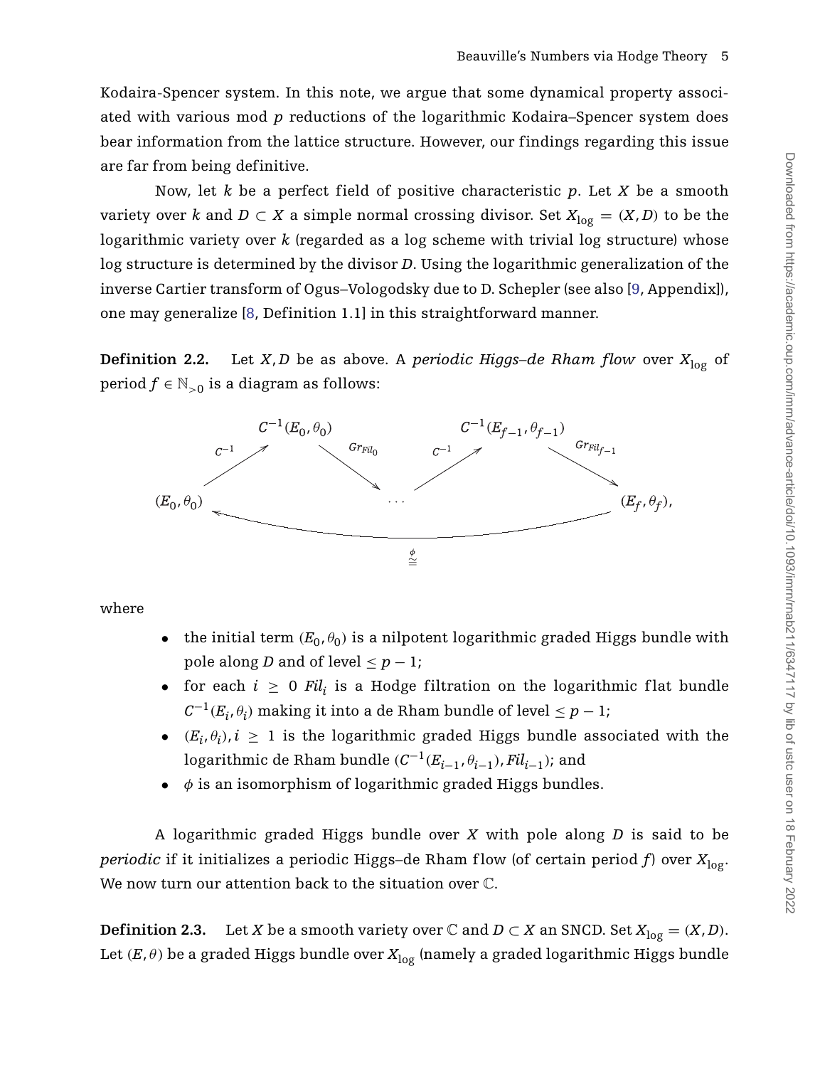Kodaira-Spencer system. In this note, we argue that some dynamical property associated with various mod $p$ reductions of the logarithmic Kodaira–Spencer system does bear information from the lattice structure. However, our findings regarding this issue are far from being definitive.

Now, let $k$ be a perfect field of positive characteristic $p$. Let $X$ be a smooth variety over $k$ and $D \subset X$ a simple normal crossing divisor. Set $X_{\log} = (X, D)$ to be the logarithmic variety over $k$ (regarded as a log scheme with trivial log structure) whose log structure is determined by the divisor $D$. Using the logarithmic generalization of the inverse Cartier transform of Ogus–Vologodsky due to D. Schepler (see also [9, Appendix]), one may generalize [8, Definition 1.1] in this straightforward manner.

**Definition 2.2.** Let $X, D$ be as above. A *periodic Higgs–de Rham flow* over $X_{\log}$ of period $f \in \mathbb{N}_{>0}$ is a diagram as follows:

$$
\begin{array}{ccccccccc}
 & & C^{-1}(E_0,\theta_0) & & & & C^{-1}(E_{f-1},\theta_{f-1}) & & \\
 & \overset{C^{-1}}{\nearrow} & & \overset{Gr_{Fil_0}}{\searrow} & & \overset{C^{-1}}{\nearrow} & & \overset{Gr_{Fil_{f-1}}}{\searrow} & \\
(E_0,\theta_0) & & & & \cdots & & & & (E_f,\theta_f), \\
 & \longleftarrow & & & \overset{\phi}{\cong} & & & & 
\end{array}
$$

where

- the initial term $(E_0, \theta_0)$ is a nilpotent logarithmic graded Higgs bundle with pole along $D$ and of level $\leq p-1$;
- for each $i \geq 0$ $Fil_i$ is a Hodge filtration on the logarithmic flat bundle $C^{-1}(E_i, \theta_i)$ making it into a de Rham bundle of level $\leq p-1$;
- $(E_i, \theta_i), i \geq 1$ is the logarithmic graded Higgs bundle associated with the logarithmic de Rham bundle $(C^{-1}(E_{i-1}, \theta_{i-1}), Fil_{i-1})$; and
- $\phi$ is an isomorphism of logarithmic graded Higgs bundles.

A logarithmic graded Higgs bundle over $X$ with pole along $D$ is said to be *periodic* if it initializes a periodic Higgs–de Rham flow (of certain period $f$) over $X_{\log}$. We now turn our attention back to the situation over $\mathbb{C}$.

**Definition 2.3.** Let $X$ be a smooth variety over $\mathbb{C}$ and $D \subset X$ an SNCD. Set $X_{\log} = (X, D)$. Let $(E, \theta)$ be a graded Higgs bundle over $X_{\log}$ (namely a graded logarithmic Higgs bundle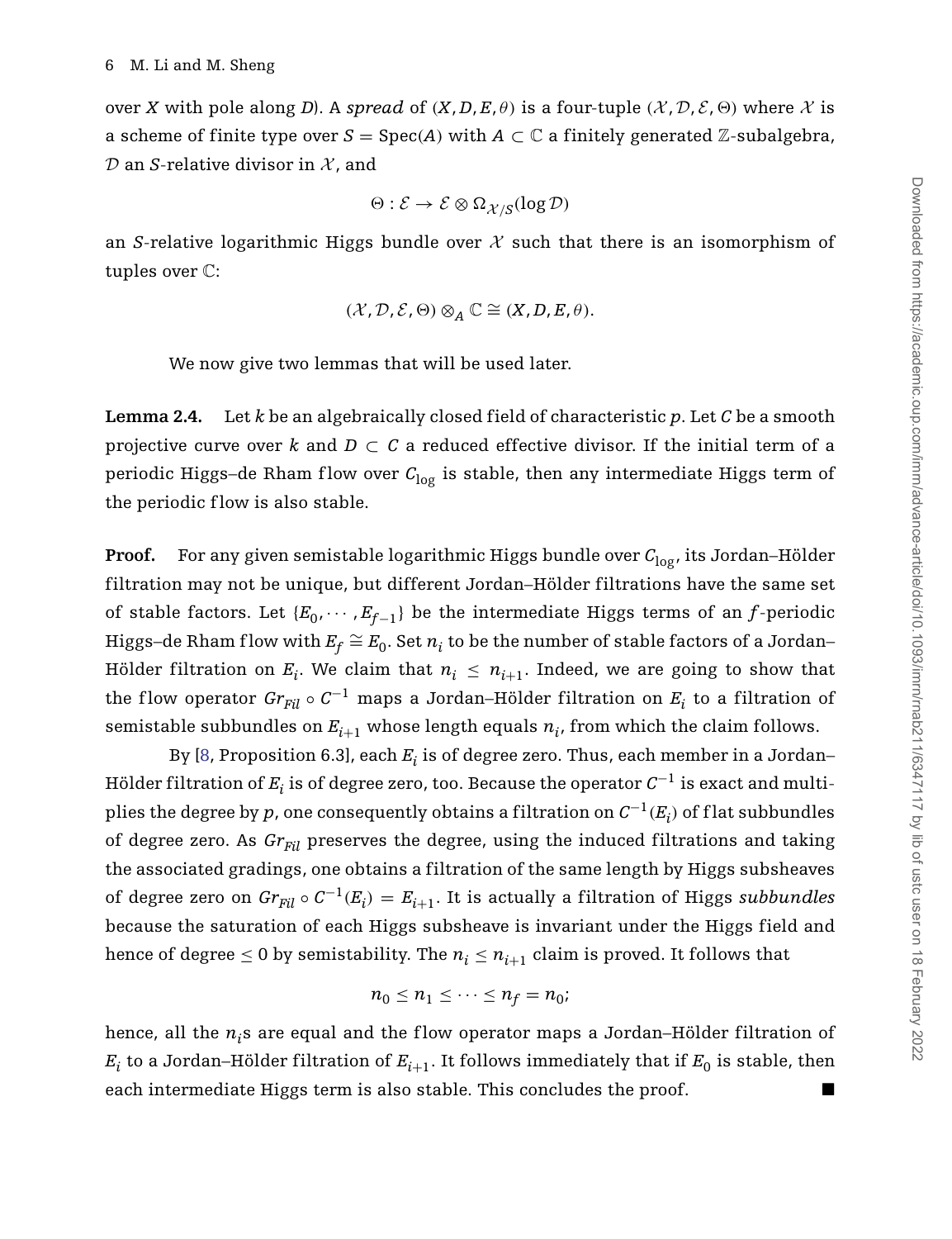over $X$ with pole along $D$). A *spread* of $(X, D, E, \theta)$ is a four-tuple $(\mathcal{X}, \mathcal{D}, \mathcal{E}, \Theta)$ where $\mathcal{X}$ is a scheme of finite type over $S = \mathrm{Spec}(A)$ with $A \subset \mathbb{C}$ a finitely generated $\mathbb{Z}$-subalgebra, $\mathcal{D}$ an $S$-relative divisor in $\mathcal{X}$, and

$$\Theta : \mathcal{E} \to \mathcal{E} \otimes \Omega_{\mathcal{X}/S}(\log \mathcal{D})$$

an $S$-relative logarithmic Higgs bundle over $\mathcal{X}$ such that there is an isomorphism of tuples over $\mathbb{C}$:

$$(\mathcal{X}, \mathcal{D}, \mathcal{E}, \Theta) \otimes_A \mathbb{C} \cong (X, D, E, \theta).$$

We now give two lemmas that will be used later.

**Lemma 2.4.** Let $k$ be an algebraically closed field of characteristic $p$. Let $C$ be a smooth projective curve over $k$ and $D \subset C$ a reduced effective divisor. If the initial term of a periodic Higgs–de Rham flow over $C_{\log}$ is stable, then any intermediate Higgs term of the periodic flow is also stable.

**Proof.** For any given semistable logarithmic Higgs bundle over $C_{\log}$, its Jordan–Hölder filtration may not be unique, but different Jordan–Hölder filtrations have the same set of stable factors. Let $\{E_0, \cdots, E_{f-1}\}$ be the intermediate Higgs terms of an $f$-periodic Higgs–de Rham flow with $E_f \cong E_0$. Set $n_i$ to be the number of stable factors of a Jordan–Hölder filtration on $E_i$. We claim that $n_i \leq n_{i+1}$. Indeed, we are going to show that the flow operator $Gr_{Fil} \circ C^{-1}$ maps a Jordan–Hölder filtration on $E_i$ to a filtration of semistable subbundles on $E_{i+1}$ whose length equals $n_i$, from which the claim follows.

By [8, Proposition 6.3], each $E_i$ is of degree zero. Thus, each member in a Jordan–Hölder filtration of $E_i$ is of degree zero, too. Because the operator $C^{-1}$ is exact and multiplies the degree by $p$, one consequently obtains a filtration on $C^{-1}(E_i)$ of flat subbundles of degree zero. As $Gr_{Fil}$ preserves the degree, using the induced filtrations and taking the associated gradings, one obtains a filtration of the same length by Higgs subsheaves of degree zero on $Gr_{Fil} \circ C^{-1}(E_i) = E_{i+1}$. It is actually a filtration of Higgs *subbundles* because the saturation of each Higgs subsheave is invariant under the Higgs field and hence of degree $\leq 0$ by semistability. The $n_i \leq n_{i+1}$ claim is proved. It follows that

$$n_0 \leq n_1 \leq \cdots \leq n_f = n_0;$$

hence, all the $n_i$s are equal and the flow operator maps a Jordan–Hölder filtration of $E_i$ to a Jordan–Hölder filtration of $E_{i+1}$. It follows immediately that if $E_0$ is stable, then each intermediate Higgs term is also stable. This concludes the proof. ■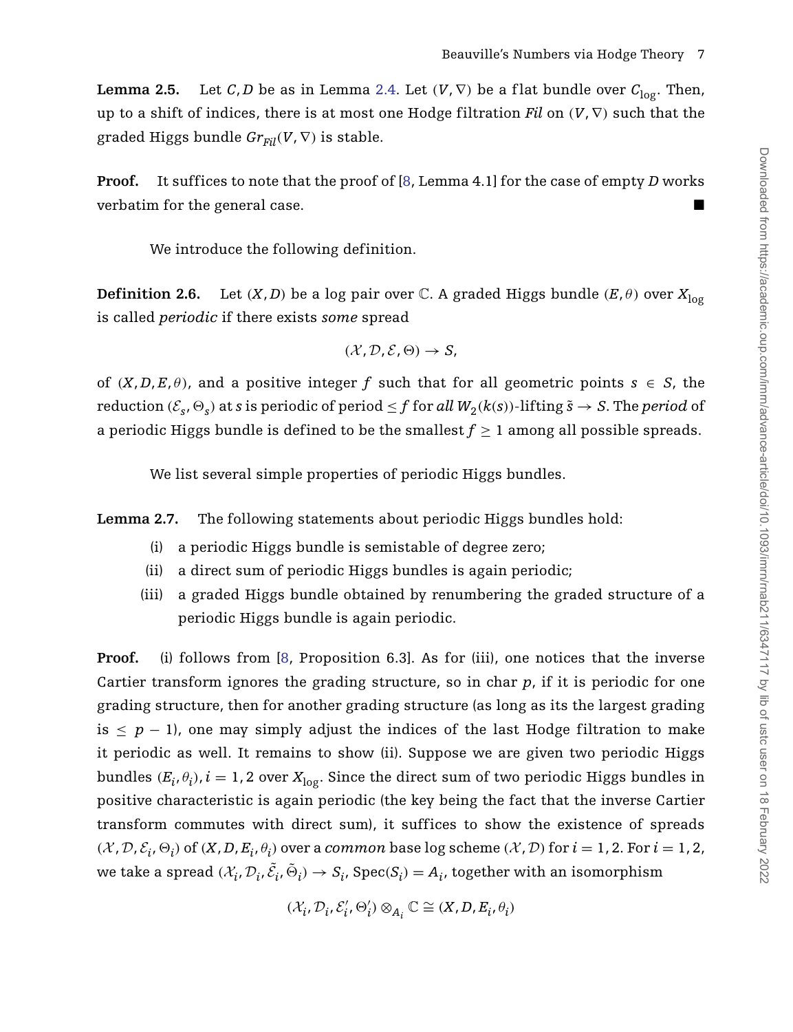**Lemma 2.5.** Let $C, D$ be as in Lemma 2.4. Let $(V, \nabla)$ be a flat bundle over $C_{\log}$. Then, up to a shift of indices, there is at most one Hodge filtration *Fil* on $(V, \nabla)$ such that the graded Higgs bundle $Gr_{Fil}(V, \nabla)$ is stable.

**Proof.** It suffices to note that the proof of [8, Lemma 4.1] for the case of empty $D$ works verbatim for the general case. ■

We introduce the following definition.

**Definition 2.6.** Let $(X, D)$ be a log pair over $\mathbb{C}$. A graded Higgs bundle $(E, \theta)$ over $X_{\log}$ is called *periodic* if there exists *some* spread

$$(\mathcal{X}, \mathcal{D}, \mathcal{E}, \Theta) \to S,$$

of $(X, D, E, \theta)$, and a positive integer $f$ such that for all geometric points $s \in S$, the reduction $(\mathcal{E}_s, \Theta_s)$ at $s$ is periodic of period $\leq f$ for *all* $W_2(k(s))$-lifting $\tilde{s} \to S$. The *period* of a periodic Higgs bundle is defined to be the smallest $f \geq 1$ among all possible spreads.

We list several simple properties of periodic Higgs bundles.

**Lemma 2.7.** The following statements about periodic Higgs bundles hold:

(i) a periodic Higgs bundle is semistable of degree zero;

(ii) a direct sum of periodic Higgs bundles is again periodic;

(iii) a graded Higgs bundle obtained by renumbering the graded structure of a periodic Higgs bundle is again periodic.

**Proof.** (i) follows from [8, Proposition 6.3]. As for (iii), one notices that the inverse Cartier transform ignores the grading structure, so in char $p$, if it is periodic for one grading structure, then for another grading structure (as long as its the largest grading is $\leq p - 1$), one may simply adjust the indices of the last Hodge filtration to make it periodic as well. It remains to show (ii). Suppose we are given two periodic Higgs bundles $(E_i, \theta_i), i = 1, 2$ over $X_{\log}$. Since the direct sum of two periodic Higgs bundles in positive characteristic is again periodic (the key being the fact that the inverse Cartier transform commutes with direct sum), it suffices to show the existence of spreads $(\mathcal{X}, \mathcal{D}, \mathcal{E}_i, \Theta_i)$ of $(X, D, E_i, \theta_i)$ over a *common* base log scheme $(\mathcal{X}, \mathcal{D})$ for $i = 1, 2$. For $i = 1, 2$, we take a spread $(\mathcal{X}_i, \mathcal{D}_i, \tilde{\mathcal{E}}_i, \tilde{\Theta}_i) \to S_i$, $\mathrm{Spec}(S_i) = A_i$, together with an isomorphism

$$(\mathcal{X}_i, \mathcal{D}_i, \mathcal{E}'_i, \Theta'_i) \otimes_{A_i} \mathbb{C} \cong (X, D, E_i, \theta_i)$$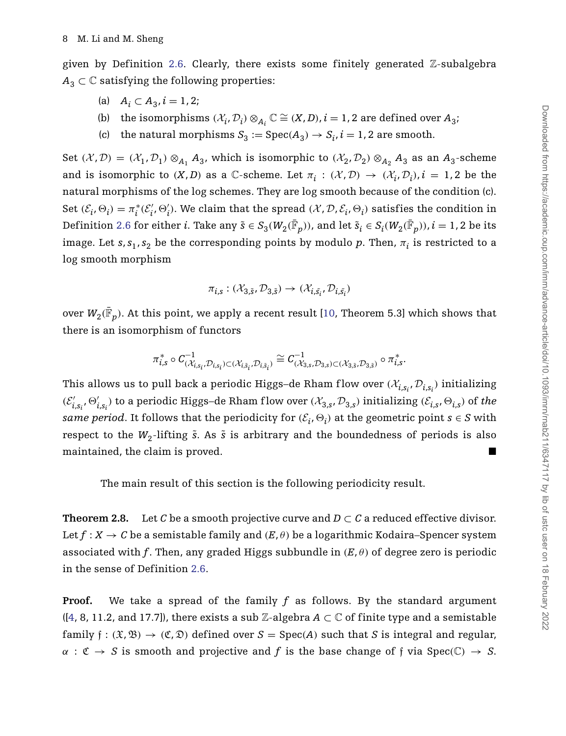given by Definition 2.6. Clearly, there exists some finitely generated $\mathbb{Z}$-subalgebra $A_3 \subset \mathbb{C}$ satisfying the following properties:

(a) $A_i \subset A_3, i = 1, 2$;

(b) the isomorphisms $(\mathcal{X}_i, \mathcal{D}_i) \otimes_{A_i} \mathbb{C} \cong (X, D), i = 1, 2$ are defined over $A_3$;

(c) the natural morphisms $S_3 := \mathrm{Spec}(A_3) \to S_i, i = 1, 2$ are smooth.

Set $(\mathcal{X}, \mathcal{D}) = (\mathcal{X}_1, \mathcal{D}_1) \otimes_{A_1} A_3$, which is isomorphic to $(\mathcal{X}_2, \mathcal{D}_2) \otimes_{A_2} A_3$ as an $A_3$-scheme and is isomorphic to $(X, D)$ as a $\mathbb{C}$-scheme. Let $\pi_i : (\mathcal{X}, \mathcal{D}) \to (\mathcal{X}_i, \mathcal{D}_i), i = 1, 2$ be the natural morphisms of the log schemes. They are log smooth because of the condition (c). Set $(\mathcal{E}_i, \Theta_i) = \pi_i^*(\mathcal{E}_i', \Theta_i')$. We claim that the spread $(\mathcal{X}, \mathcal{D}, \mathcal{E}_i, \Theta_i)$ satisfies the condition in Definition 2.6 for either $i$. Take any $\tilde{s} \in S_3(W_2(\bar{\mathbb{F}}_p))$, and let $\tilde{s}_i \in S_i(W_2(\bar{\mathbb{F}}_p)), i = 1, 2$ be its image. Let $s, s_1, s_2$ be the corresponding points by modulo $p$. Then, $\pi_i$ is restricted to a log smooth morphism

$$\pi_{i,s} : (\mathcal{X}_{3,\tilde{s}}, \mathcal{D}_{3,\tilde{s}}) \to (\mathcal{X}_{i,\tilde{s}_i}, \mathcal{D}_{i,\tilde{s}_i})$$

over $W_2(\bar{\mathbb{F}}_p)$. At this point, we apply a recent result [10, Theorem 5.3] which shows that there is an isomorphism of functors

$$\pi_{i,s}^* \circ C^{-1}_{(\mathcal{X}_{i,s_i}, \mathcal{D}_{i,s_i}) \subset (\mathcal{X}_{i,\tilde{s}_i}, \mathcal{D}_{i,\tilde{s}_i})} \cong C^{-1}_{(\mathcal{X}_{3,s}, \mathcal{D}_{3,s}) \subset (\mathcal{X}_{3,\tilde{s}}, \mathcal{D}_{3,\tilde{s}})} \circ \pi_{i,s}^*.$$

This allows us to pull back a periodic Higgs–de Rham flow over $(\mathcal{X}_{i,s_i}, \mathcal{D}_{i,s_i})$ initializing $(\mathcal{E}'_{i,s_i}, \Theta'_{i,s_i})$ to a periodic Higgs–de Rham flow over $(\mathcal{X}_{3,s}, \mathcal{D}_{3,s})$ initializing $(\mathcal{E}_{i,s}, \Theta_{i,s})$ of *the same period*. It follows that the periodicity for $(\mathcal{E}_i, \Theta_i)$ at the geometric point $s \in S$ with respect to the $W_2$-lifting $\tilde{s}$. As $\tilde{s}$ is arbitrary and the boundedness of periods is also maintained, the claim is proved. ∎

The main result of this section is the following periodicity result.

**Theorem 2.8.** Let $C$ be a smooth projective curve and $D \subset C$ a reduced effective divisor. Let $f : X \to C$ be a semistable family and $(E, \theta)$ be a logarithmic Kodaira–Spencer system associated with $f$. Then, any graded Higgs subbundle in $(E, \theta)$ of degree zero is periodic in the sense of Definition 2.6.

**Proof.** We take a spread of the family $f$ as follows. By the standard argument ([4, 8, 11.2, and 17.7]), there exists a sub $\mathbb{Z}$-algebra $A \subset \mathbb{C}$ of finite type and a semistable family $\mathfrak{f} : (\mathfrak{X}, \mathfrak{B}) \to (\mathfrak{C}, \mathfrak{D})$ defined over $S = \mathrm{Spec}(A)$ such that $S$ is integral and regular, $\alpha : \mathfrak{C} \to S$ is smooth and projective and $f$ is the base change of $\mathfrak{f}$ via $\mathrm{Spec}(\mathbb{C}) \to S$.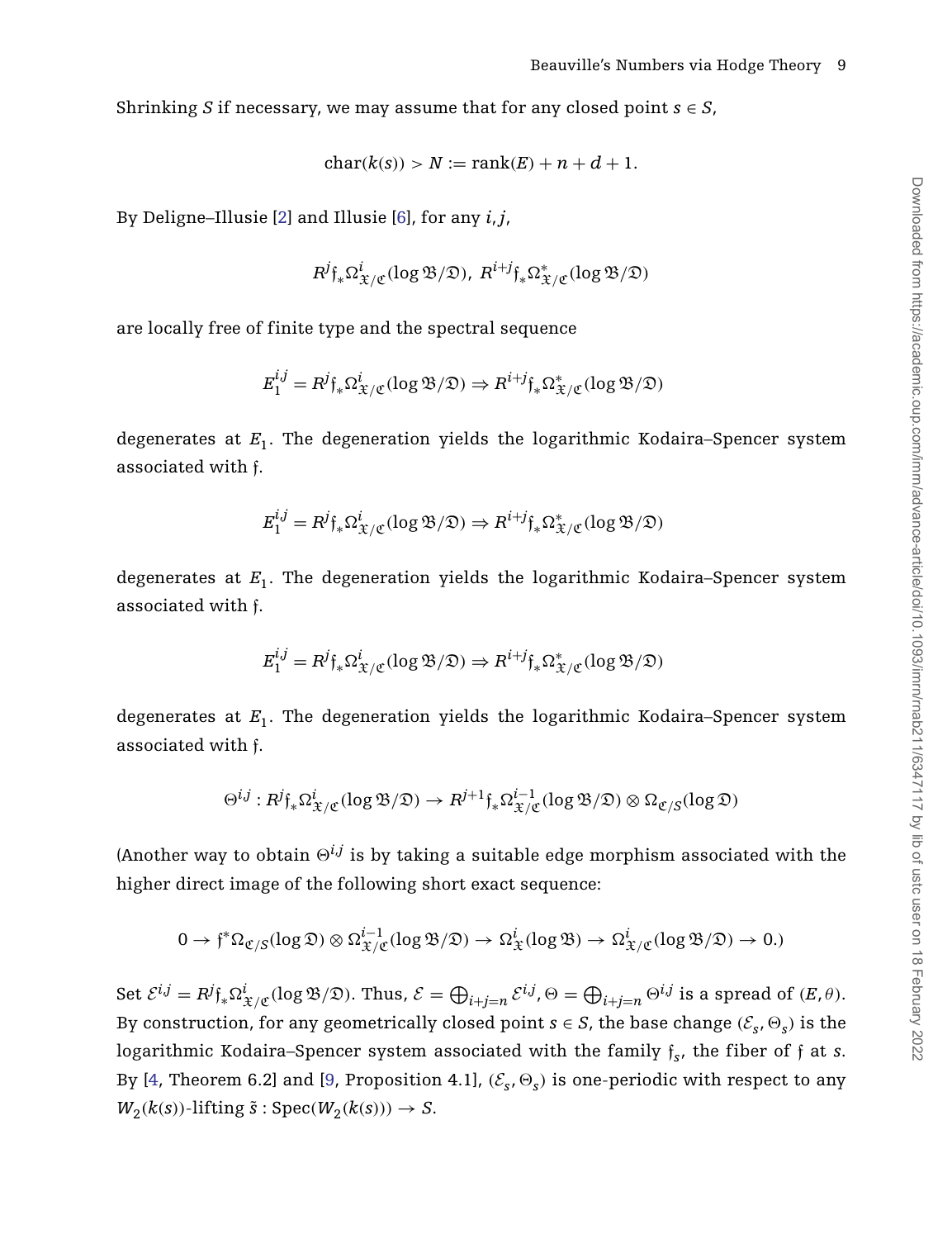Shrinking $S$ if necessary, we may assume that for any closed point $s \in S$,

$$\mathrm{char}(k(s)) > N := \mathrm{rank}(E) + n + d + 1.$$

By Deligne–Illusie [2] and Illusie [6], for any $i, j$,

$$R^j \mathfrak{f}_* \Omega^i_{\mathfrak{X}/\mathfrak{C}}(\log \mathfrak{B}/\mathfrak{D}),\ R^{i+j} \mathfrak{f}_* \Omega^*_{\mathfrak{X}/\mathfrak{C}}(\log \mathfrak{B}/\mathfrak{D})$$

are locally free of finite type and the spectral sequence

$$E_1^{i,j} = R^j \mathfrak{f}_* \Omega^i_{\mathfrak{X}/\mathfrak{C}}(\log \mathfrak{B}/\mathfrak{D}) \Rightarrow R^{i+j} \mathfrak{f}_* \Omega^*_{\mathfrak{X}/\mathfrak{C}}(\log \mathfrak{B}/\mathfrak{D})$$

degenerates at $E_1$. The degeneration yields the logarithmic Kodaira–Spencer system associated with $\mathfrak{f}$.

$$E_1^{i,j} = R^j \mathfrak{f}_* \Omega^i_{\mathfrak{X}/\mathfrak{C}}(\log \mathfrak{B}/\mathfrak{D}) \Rightarrow R^{i+j} \mathfrak{f}_* \Omega^*_{\mathfrak{X}/\mathfrak{C}}(\log \mathfrak{B}/\mathfrak{D})$$

degenerates at $E_1$. The degeneration yields the logarithmic Kodaira–Spencer system associated with $\mathfrak{f}$.

$$E_1^{i,j} = R^j \mathfrak{f}_* \Omega^i_{\mathfrak{X}/\mathfrak{C}}(\log \mathfrak{B}/\mathfrak{D}) \Rightarrow R^{i+j} \mathfrak{f}_* \Omega^*_{\mathfrak{X}/\mathfrak{C}}(\log \mathfrak{B}/\mathfrak{D})$$

degenerates at $E_1$. The degeneration yields the logarithmic Kodaira–Spencer system associated with $\mathfrak{f}$.

$$\Theta^{i,j} : R^j \mathfrak{f}_* \Omega^i_{\mathfrak{X}/\mathfrak{C}}(\log \mathfrak{B}/\mathfrak{D}) \to R^{j+1} \mathfrak{f}_* \Omega^{i-1}_{\mathfrak{X}/\mathfrak{C}}(\log \mathfrak{B}/\mathfrak{D}) \otimes \Omega_{\mathfrak{C}/S}(\log \mathfrak{D})$$

(Another way to obtain $\Theta^{i,j}$ is by taking a suitable edge morphism associated with the higher direct image of the following short exact sequence:

$$0 \to \mathfrak{f}^* \Omega_{\mathfrak{C}/S}(\log \mathfrak{D}) \otimes \Omega^{i-1}_{\mathfrak{X}/\mathfrak{C}}(\log \mathfrak{B}/\mathfrak{D}) \to \Omega^i_{\mathfrak{X}}(\log \mathfrak{B}) \to \Omega^i_{\mathfrak{X}/\mathfrak{C}}(\log \mathfrak{B}/\mathfrak{D}) \to 0.)$$

Set $\mathcal{E}^{i,j} = R^j \mathfrak{f}_* \Omega^i_{\mathfrak{X}/\mathfrak{C}}(\log \mathfrak{B}/\mathfrak{D})$. Thus, $\mathcal{E} = \bigoplus_{i+j=n} \mathcal{E}^{i,j}, \Theta = \bigoplus_{i+j=n} \Theta^{i,j}$ is a spread of $(E, \theta)$. By construction, for any geometrically closed point $s \in S$, the base change $(\mathcal{E}_s, \Theta_s)$ is the logarithmic Kodaira–Spencer system associated with the family $\mathfrak{f}_s$, the fiber of $\mathfrak{f}$ at $s$. By [4, Theorem 6.2] and [9, Proposition 4.1], $(\mathcal{E}_s, \Theta_s)$ is one-periodic with respect to any $W_2(k(s))$-lifting $\tilde{s} : \mathrm{Spec}(W_2(k(s))) \to S$.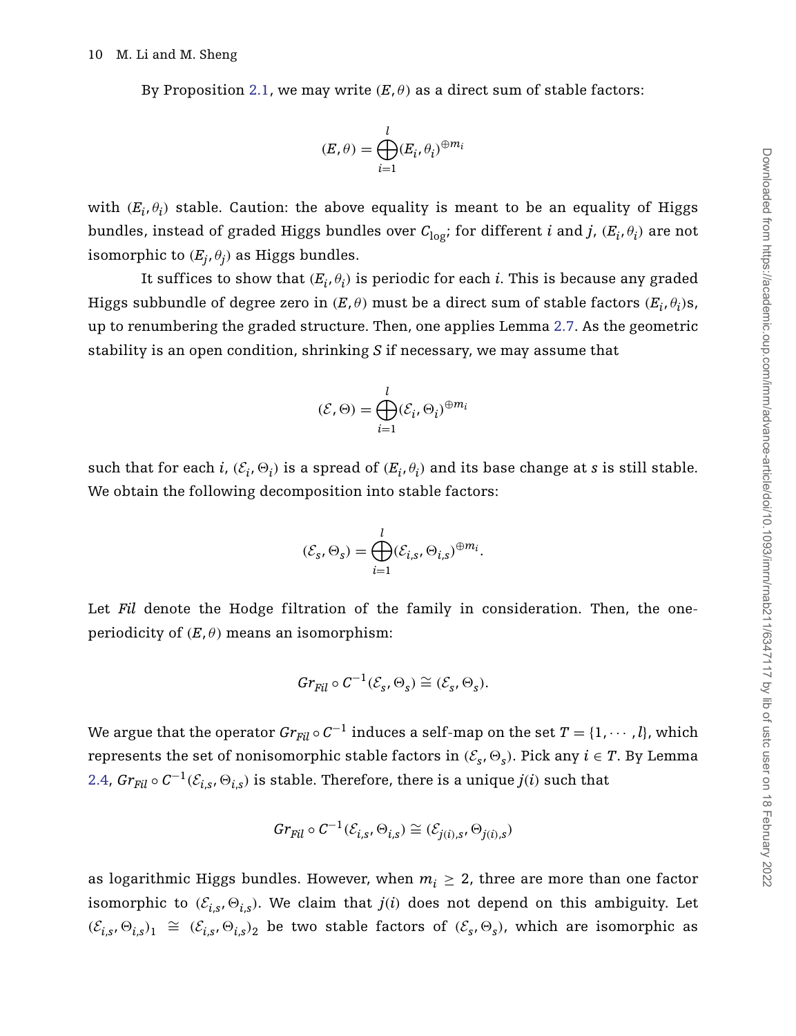By Proposition 2.1, we may write $(E, \theta)$ as a direct sum of stable factors:

$$(E, \theta) = \bigoplus_{i=1}^{l} (E_i, \theta_i)^{\oplus m_i}$$

with $(E_i, \theta_i)$ stable. Caution: the above equality is meant to be an equality of Higgs bundles, instead of graded Higgs bundles over $C_{\log}$; for different $i$ and $j$, $(E_i, \theta_i)$ are not isomorphic to $(E_j, \theta_j)$ as Higgs bundles.

It suffices to show that $(E_i, \theta_i)$ is periodic for each $i$. This is because any graded Higgs subbundle of degree zero in $(E, \theta)$ must be a direct sum of stable factors $(E_i, \theta_i)$s, up to renumbering the graded structure. Then, one applies Lemma 2.7. As the geometric stability is an open condition, shrinking $S$ if necessary, we may assume that

$$(\mathcal{E}, \Theta) = \bigoplus_{i=1}^{l} (\mathcal{E}_i, \Theta_i)^{\oplus m_i}$$

such that for each $i$, $(\mathcal{E}_i, \Theta_i)$ is a spread of $(E_i, \theta_i)$ and its base change at $s$ is still stable. We obtain the following decomposition into stable factors:

$$(\mathcal{E}_s, \Theta_s) = \bigoplus_{i=1}^{l} (\mathcal{E}_{i,s}, \Theta_{i,s})^{\oplus m_i}.$$

Let *Fil* denote the Hodge filtration of the family in consideration. Then, the one-periodicity of $(E, \theta)$ means an isomorphism:

$$Gr_{Fil} \circ C^{-1}(\mathcal{E}_s, \Theta_s) \cong (\mathcal{E}_s, \Theta_s).$$

We argue that the operator $Gr_{Fil} \circ C^{-1}$ induces a self-map on the set $T = \{1, \cdots, l\}$, which represents the set of nonisomorphic stable factors in $(\mathcal{E}_s, \Theta_s)$. Pick any $i \in T$. By Lemma 2.4, $Gr_{Fil} \circ C^{-1}(\mathcal{E}_{i,s}, \Theta_{i,s})$ is stable. Therefore, there is a unique $j(i)$ such that

$$Gr_{Fil} \circ C^{-1}(\mathcal{E}_{i,s}, \Theta_{i,s}) \cong (\mathcal{E}_{j(i),s}, \Theta_{j(i),s})$$

as logarithmic Higgs bundles. However, when $m_i \geq 2$, three are more than one factor isomorphic to $(\mathcal{E}_{i,s}, \Theta_{i,s})$. We claim that $j(i)$ does not depend on this ambiguity. Let $(\mathcal{E}_{i,s}, \Theta_{i,s})_1 \cong (\mathcal{E}_{i,s}, \Theta_{i,s})_2$ be two stable factors of $(\mathcal{E}_s, \Theta_s)$, which are isomorphic as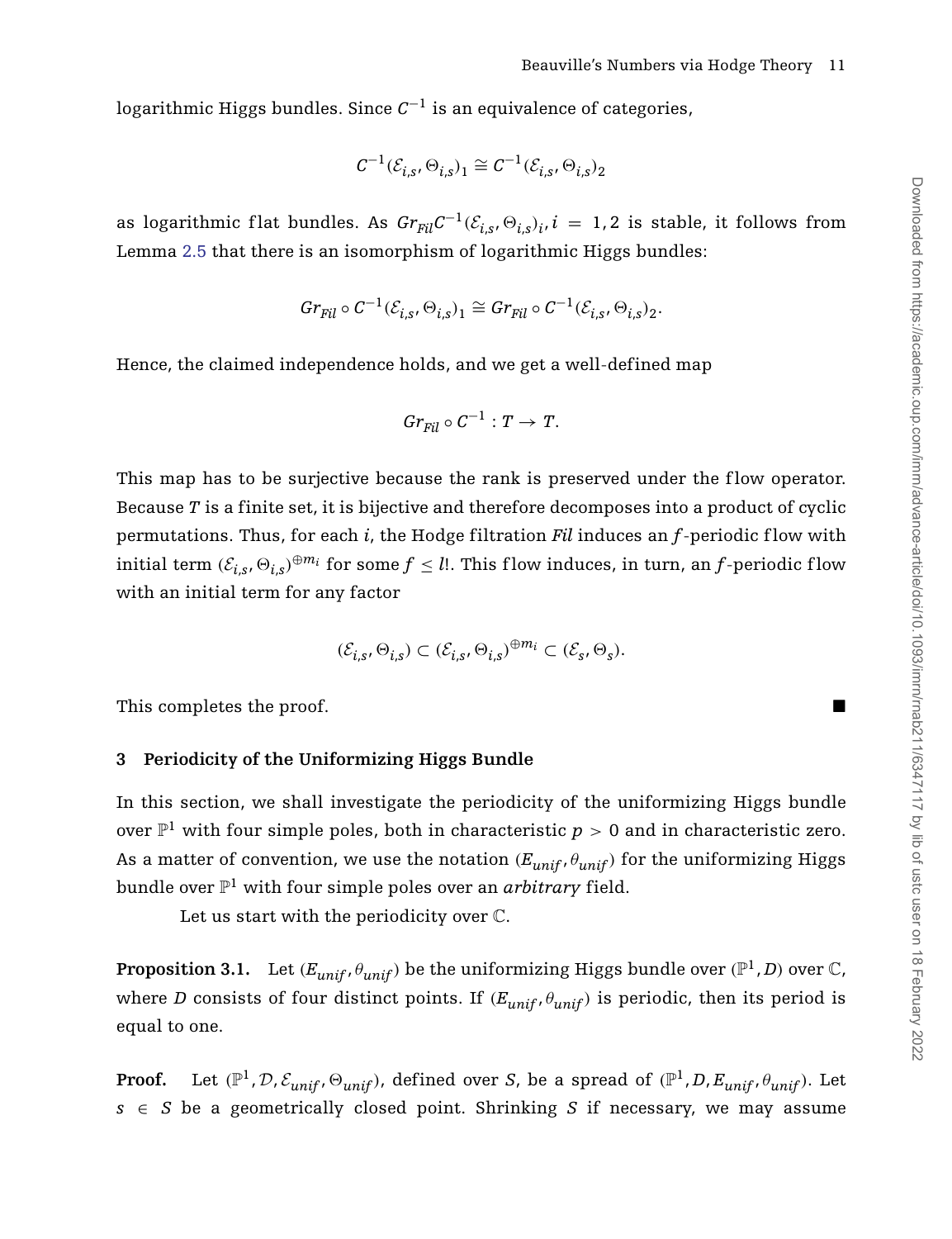logarithmic Higgs bundles. Since $C^{-1}$ is an equivalence of categories,

$$C^{-1}(\mathcal{E}_{i,s}, \Theta_{i,s})_1 \cong C^{-1}(\mathcal{E}_{i,s}, \Theta_{i,s})_2$$

as logarithmic flat bundles. As $Gr_{Fil}C^{-1}(\mathcal{E}_{i,s}, \Theta_{i,s})_i, i = 1, 2$ is stable, it follows from Lemma 2.5 that there is an isomorphism of logarithmic Higgs bundles:

$$Gr_{Fil} \circ C^{-1}(\mathcal{E}_{i,s}, \Theta_{i,s})_1 \cong Gr_{Fil} \circ C^{-1}(\mathcal{E}_{i,s}, \Theta_{i,s})_2.$$

Hence, the claimed independence holds, and we get a well-defined map

$$Gr_{Fil} \circ C^{-1} : T \to T.$$

This map has to be surjective because the rank is preserved under the flow operator. Because $T$ is a finite set, it is bijective and therefore decomposes into a product of cyclic permutations. Thus, for each $i$, the Hodge filtration $Fil$ induces an $f$-periodic flow with initial term $(\mathcal{E}_{i,s}, \Theta_{i,s})^{\oplus m_i}$ for some $f \leq l!$. This flow induces, in turn, an $f$-periodic flow with an initial term for any factor

$$(\mathcal{E}_{i,s}, \Theta_{i,s}) \subset (\mathcal{E}_{i,s}, \Theta_{i,s})^{\oplus m_i} \subset (\mathcal{E}_s, \Theta_s).$$

This completes the proof. ■

## 3 Periodicity of the Uniformizing Higgs Bundle

In this section, we shall investigate the periodicity of the uniformizing Higgs bundle over $\mathbb{P}^1$ with four simple poles, both in characteristic $p > 0$ and in characteristic zero. As a matter of convention, we use the notation $(E_{unif}, \theta_{unif})$ for the uniformizing Higgs bundle over $\mathbb{P}^1$ with four simple poles over an *arbitrary* field.

Let us start with the periodicity over $\mathbb{C}$.

**Proposition 3.1.** Let $(E_{unif}, \theta_{unif})$ be the uniformizing Higgs bundle over $(\mathbb{P}^1, D)$ over $\mathbb{C}$, where $D$ consists of four distinct points. If $(E_{unif}, \theta_{unif})$ is periodic, then its period is equal to one.

**Proof.** Let $(\mathbb{P}^1, \mathcal{D}, \mathcal{E}_{unif}, \Theta_{unif})$, defined over $S$, be a spread of $(\mathbb{P}^1, D, E_{unif}, \theta_{unif})$. Let $s \in S$ be a geometrically closed point. Shrinking $S$ if necessary, we may assume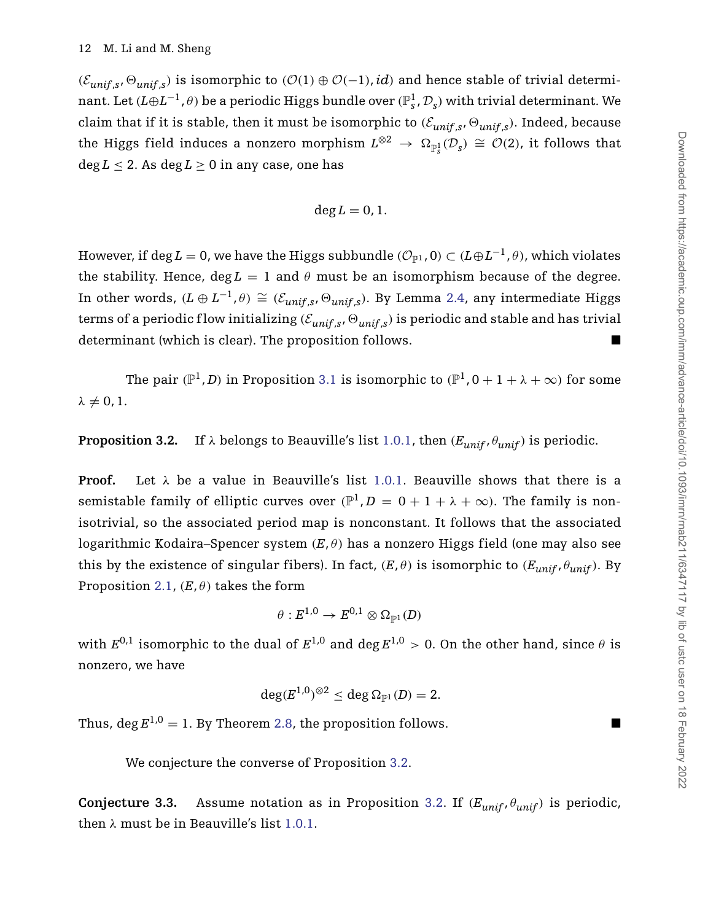$(\mathcal{E}_{unif,s}, \Theta_{unif,s})$ is isomorphic to $(\mathcal{O}(1) \oplus \mathcal{O}(-1), id)$ and hence stable of trivial determinant. Let $(L \oplus L^{-1}, \theta)$ be a periodic Higgs bundle over $(\mathbb{P}^1_s, \mathcal{D}_s)$ with trivial determinant. We claim that if it is stable, then it must be isomorphic to $(\mathcal{E}_{unif,s}, \Theta_{unif,s})$. Indeed, because the Higgs field induces a nonzero morphism $L^{\otimes 2} \to \Omega_{\mathbb{P}^1_s}(\mathcal{D}_s) \cong \mathcal{O}(2)$, it follows that $\deg L \leq 2$. As $\deg L \geq 0$ in any case, one has

$$\deg L = 0, 1.$$

However, if $\deg L = 0$, we have the Higgs subbundle $(\mathcal{O}_{\mathbb{P}^1}, 0) \subset (L \oplus L^{-1}, \theta)$, which violates the stability. Hence, $\deg L = 1$ and $\theta$ must be an isomorphism because of the degree. In other words, $(L \oplus L^{-1}, \theta) \cong (\mathcal{E}_{unif,s}, \Theta_{unif,s})$. By Lemma 2.4, any intermediate Higgs terms of a periodic flow initializing $(\mathcal{E}_{unif,s}, \Theta_{unif,s})$ is periodic and stable and has trivial determinant (which is clear). The proposition follows. ■

The pair $(\mathbb{P}^1, D)$ in Proposition 3.1 is isomorphic to $(\mathbb{P}^1, 0 + 1 + \lambda + \infty)$ for some $\lambda \neq 0, 1$.

**Proposition 3.2.** If $\lambda$ belongs to Beauville's list 1.0.1, then $(E_{unif}, \theta_{unif})$ is periodic.

**Proof.** Let $\lambda$ be a value in Beauville's list 1.0.1. Beauville shows that there is a semistable family of elliptic curves over $(\mathbb{P}^1, D = 0 + 1 + \lambda + \infty)$. The family is non-isotrivial, so the associated period map is nonconstant. It follows that the associated logarithmic Kodaira–Spencer system $(E, \theta)$ has a nonzero Higgs field (one may also see this by the existence of singular fibers). In fact, $(E, \theta)$ is isomorphic to $(E_{unif}, \theta_{unif})$. By Proposition 2.1, $(E, \theta)$ takes the form

$$\theta : E^{1,0} \to E^{0,1} \otimes \Omega_{\mathbb{P}^1}(D)$$

with $E^{0,1}$ isomorphic to the dual of $E^{1,0}$ and $\deg E^{1,0} > 0$. On the other hand, since $\theta$ is nonzero, we have

$$\deg (E^{1,0})^{\otimes 2} \leq \deg \Omega_{\mathbb{P}^1}(D) = 2.$$

Thus, $\deg E^{1,0} = 1$. By Theorem 2.8, the proposition follows. ■

We conjecture the converse of Proposition 3.2.

**Conjecture 3.3.** Assume notation as in Proposition 3.2. If $(E_{unif}, \theta_{unif})$ is periodic, then $\lambda$ must be in Beauville's list 1.0.1.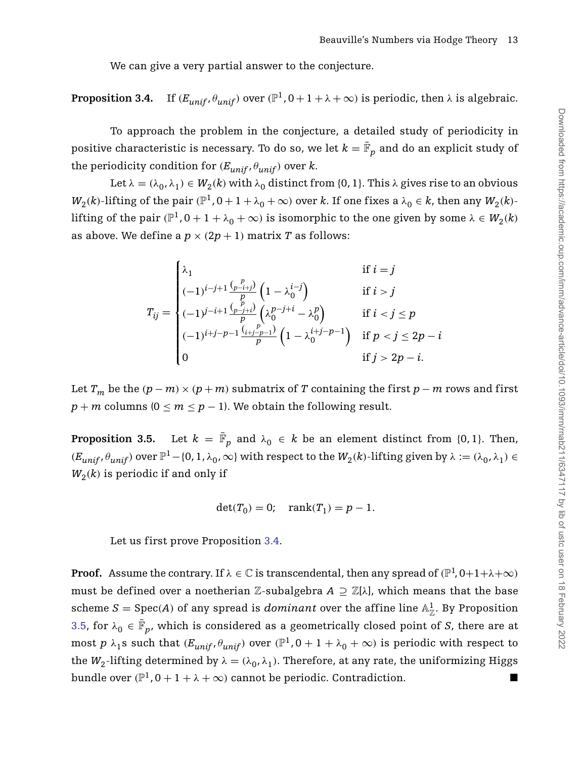We can give a very partial answer to the conjecture.

**Proposition 3.4.** If $(E_{unif}, \theta_{unif})$ over $(\mathbb{P}^1, 0+1+\lambda+\infty)$ is periodic, then $\lambda$ is algebraic.

To approach the problem in the conjecture, a detailed study of periodicity in positive characteristic is necessary. To do so, we let $k = \bar{\mathbb{F}}_p$ and do an explicit study of the periodicity condition for $(E_{unif}, \theta_{unif})$ over $k$.

Let $\lambda = (\lambda_0, \lambda_1) \in W_2(k)$ with $\lambda_0$ distinct from $\{0, 1\}$. This $\lambda$ gives rise to an obvious $W_2(k)$-lifting of the pair $(\mathbb{P}^1, 0+1+\lambda_0+\infty)$ over $k$. If one fixes a $\lambda_0 \in k$, then any $W_2(k)$-lifting of the pair $(\mathbb{P}^1, 0+1+\lambda_0+\infty)$ is isomorphic to the one given by some $\lambda \in W_2(k)$ as above. We define a $p \times (2p+1)$ matrix $T$ as follows:

$$T_{ij} = \begin{cases} \lambda_1 & \text{if } i = j \\ (-1)^{i-j+1} \frac{\binom{p}{p-i+j}}{p} \left(1 - \lambda_0^{i-j}\right) & \text{if } i > j \\ (-1)^{j-i+1} \frac{\binom{p}{p-j+i}}{p} \left(\lambda_0^{p-j+i} - \lambda_0^{p}\right) & \text{if } i < j \le p \\ (-1)^{i+j-p-1} \frac{\binom{p}{i+j-p-1}}{p} \left(1 - \lambda_0^{i+j-p-1}\right) & \text{if } p < j \le 2p-i \\ 0 & \text{if } j > 2p-i. \end{cases}$$

Let $T_m$ be the $(p-m) \times (p+m)$ submatrix of $T$ containing the first $p-m$ rows and first $p+m$ columns $(0 \le m \le p-1)$. We obtain the following result.

**Proposition 3.5.** Let $k = \bar{\mathbb{F}}_p$ and $\lambda_0 \in k$ be an element distinct from $\{0, 1\}$. Then, $(E_{unif}, \theta_{unif})$ over $\mathbb{P}^1 - \{0, 1, \lambda_0, \infty\}$ with respect to the $W_2(k)$-lifting given by $\lambda := (\lambda_0, \lambda_1) \in W_2(k)$ is periodic if and only if

$$\det(T_0) = 0; \quad \operatorname{rank}(T_1) = p-1.$$

Let us first prove Proposition 3.4.

**Proof.** Assume the contrary. If $\lambda \in \mathbb{C}$ is transcendental, then any spread of $(\mathbb{P}^1, 0+1+\lambda+\infty)$ must be defined over a noetherian $\mathbb{Z}$-subalgebra $A \supseteq \mathbb{Z}[\lambda]$, which means that the base scheme $S = \operatorname{Spec}(A)$ of any spread is *dominant* over the affine line $\mathbb{A}^1_{\mathbb{Z}}$. By Proposition 3.5, for $\lambda_0 \in \bar{\mathbb{F}}_p$, which is considered as a geometrically closed point of $S$, there are at most $p$ $\lambda_1$s such that $(E_{unif}, \theta_{unif})$ over $(\mathbb{P}^1, 0+1+\lambda_0+\infty)$ is periodic with respect to the $W_2$-lifting determined by $\lambda = (\lambda_0, \lambda_1)$. Therefore, at any rate, the uniformizing Higgs bundle over $(\mathbb{P}^1, 0+1+\lambda+\infty)$ cannot be periodic. Contradiction. ∎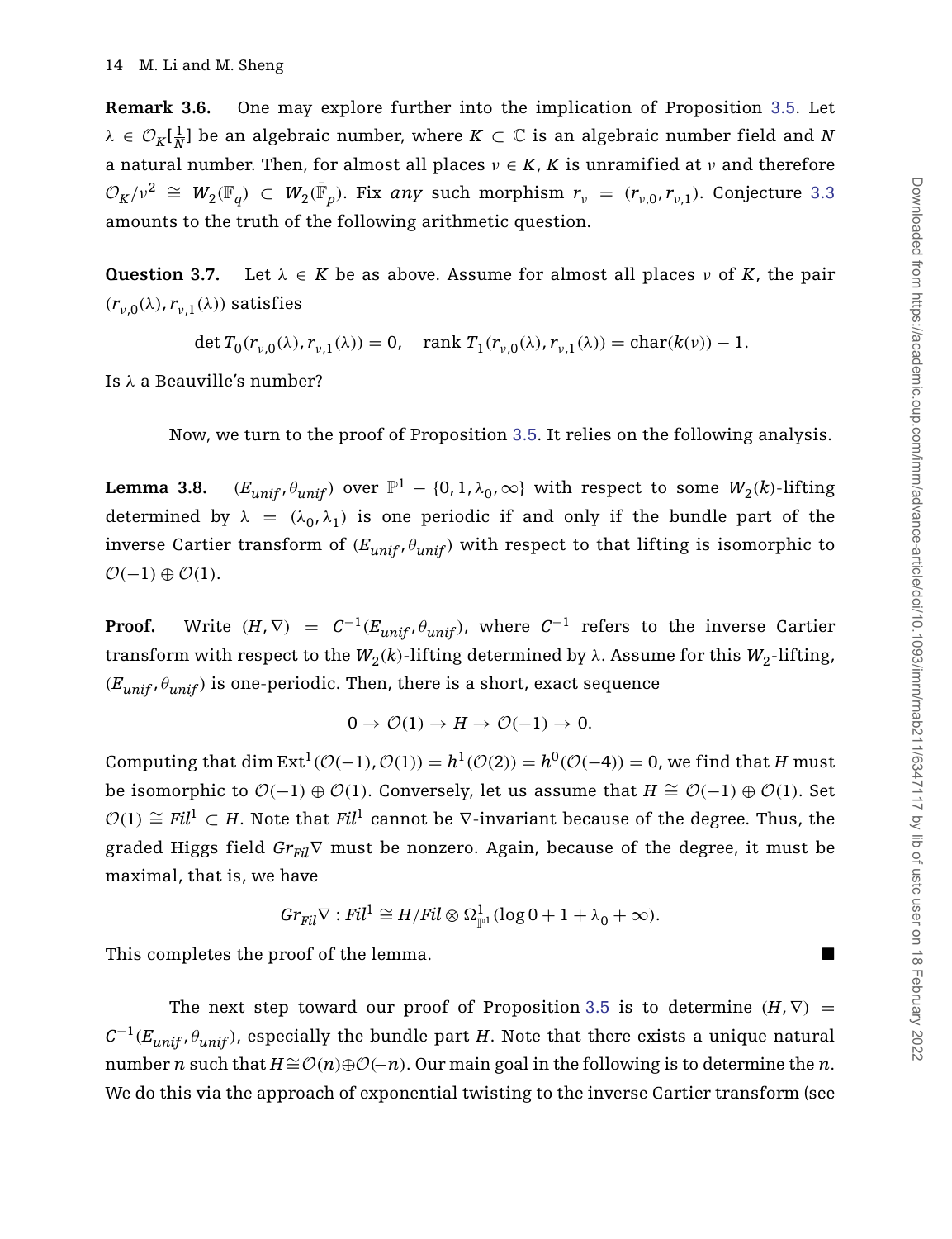**Remark 3.6.** One may explore further into the implication of Proposition 3.5. Let $\lambda \in \mathcal{O}_K[\frac{1}{N}]$ be an algebraic number, where $K \subset \mathbb{C}$ is an algebraic number field and $N$ a natural number. Then, for almost all places $\nu \in K$, $K$ is unramified at $\nu$ and therefore $\mathcal{O}_K/\nu^2 \cong W_2(\mathbb{F}_q) \subset W_2(\bar{\mathbb{F}}_p)$. Fix *any* such morphism $r_\nu = (r_{\nu,0}, r_{\nu,1})$. Conjecture 3.3 amounts to the truth of the following arithmetic question.

**Question 3.7.** Let $\lambda \in K$ be as above. Assume for almost all places $\nu$ of $K$, the pair $(r_{\nu,0}(\lambda), r_{\nu,1}(\lambda))$ satisfies

$$\det T_0(r_{\nu,0}(\lambda), r_{\nu,1}(\lambda)) = 0, \quad \operatorname{rank} T_1(r_{\nu,0}(\lambda), r_{\nu,1}(\lambda)) = \operatorname{char}(k(\nu)) - 1.$$

Is $\lambda$ a Beauville's number?

Now, we turn to the proof of Proposition 3.5. It relies on the following analysis.

**Lemma 3.8.** $(E_{unif}, \theta_{unif})$ over $\mathbb{P}^1 - \{0, 1, \lambda_0, \infty\}$ with respect to some $W_2(k)$-lifting determined by $\lambda = (\lambda_0, \lambda_1)$ is one periodic if and only if the bundle part of the inverse Cartier transform of $(E_{unif}, \theta_{unif})$ with respect to that lifting is isomorphic to $\mathcal{O}(-1) \oplus \mathcal{O}(1)$.

**Proof.** Write $(H, \nabla) = C^{-1}(E_{unif}, \theta_{unif})$, where $C^{-1}$ refers to the inverse Cartier transform with respect to the $W_2(k)$-lifting determined by $\lambda$. Assume for this $W_2$-lifting, $(E_{unif}, \theta_{unif})$ is one-periodic. Then, there is a short, exact sequence

$$0 \to \mathcal{O}(1) \to H \to \mathcal{O}(-1) \to 0.$$

Computing that $\dim \operatorname{Ext}^1(\mathcal{O}(-1), \mathcal{O}(1)) = h^1(\mathcal{O}(2)) = h^0(\mathcal{O}(-4)) = 0$, we find that $H$ must be isomorphic to $\mathcal{O}(-1) \oplus \mathcal{O}(1)$. Conversely, let us assume that $H \cong \mathcal{O}(-1) \oplus \mathcal{O}(1)$. Set $\mathcal{O}(1) \cong Fil^1 \subset H$. Note that $Fil^1$ cannot be $\nabla$-invariant because of the degree. Thus, the graded Higgs field $Gr_{Fil}\nabla$ must be nonzero. Again, because of the degree, it must be maximal, that is, we have

$$Gr_{Fil}\nabla : Fil^1 \cong H/Fil \otimes \Omega^1_{\mathbb{P}^1}(\log 0 + 1 + \lambda_0 + \infty).$$

This completes the proof of the lemma. ∎

The next step toward our proof of Proposition 3.5 is to determine $(H, \nabla) = C^{-1}(E_{unif}, \theta_{unif})$, especially the bundle part $H$. Note that there exists a unique natural number $n$ such that $H \cong \mathcal{O}(n) \oplus \mathcal{O}(-n)$. Our main goal in the following is to determine the $n$. We do this via the approach of exponential twisting to the inverse Cartier transform (see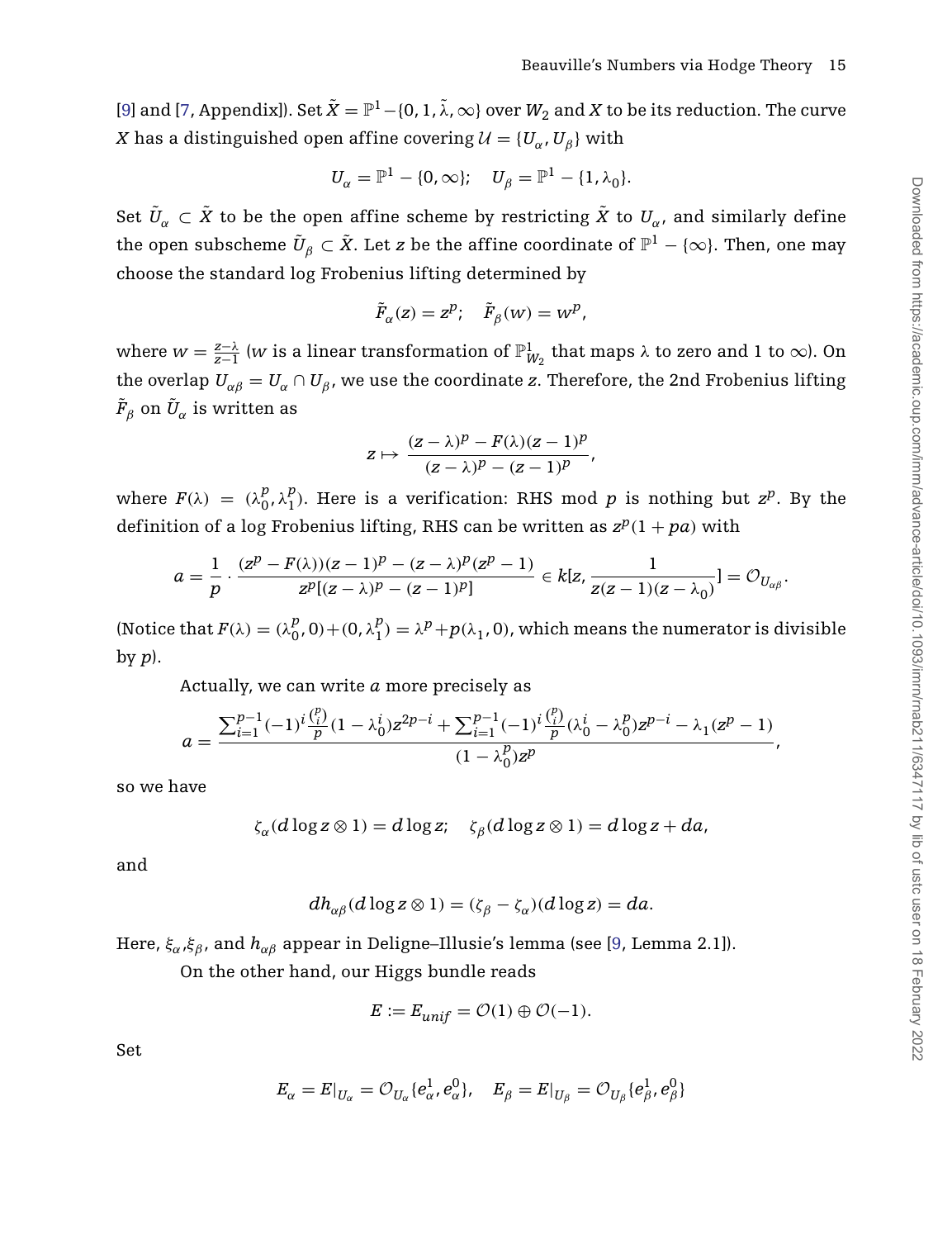[9] and [7, Appendix]). Set $\tilde{X} = \mathbb{P}^1 - \{0, 1, \tilde{\lambda}, \infty\}$ over $W_2$ and $X$ to be its reduction. The curve $X$ has a distinguished open affine covering $\mathcal{U} = \{U_\alpha, U_\beta\}$ with

$$U_\alpha = \mathbb{P}^1 - \{0, \infty\}; \quad U_\beta = \mathbb{P}^1 - \{1, \lambda_0\}.$$

Set $\tilde{U}_\alpha \subset \tilde{X}$ to be the open affine scheme by restricting $\tilde{X}$ to $U_\alpha$, and similarly define the open subscheme $\tilde{U}_\beta \subset \tilde{X}$. Let $z$ be the affine coordinate of $\mathbb{P}^1 - \{\infty\}$. Then, one may choose the standard log Frobenius lifting determined by

$$\tilde{F}_\alpha(z) = z^p; \quad \tilde{F}_\beta(w) = w^p,$$

where $w = \frac{z-\lambda}{z-1}$ ($w$ is a linear transformation of $\mathbb{P}^1_{W_2}$ that maps $\lambda$ to zero and 1 to $\infty$). On the overlap $U_{\alpha\beta} = U_\alpha \cap U_\beta$, we use the coordinate $z$. Therefore, the 2nd Frobenius lifting $\tilde{F}_\beta$ on $\tilde{U}_\alpha$ is written as

$$z \mapsto \frac{(z-\lambda)^p - F(\lambda)(z-1)^p}{(z-\lambda)^p - (z-1)^p},$$

where $F(\lambda) = (\lambda_0^p, \lambda_1^p)$. Here is a verification: RHS mod $p$ is nothing but $z^p$. By the definition of a log Frobenius lifting, RHS can be written as $z^p(1 + pa)$ with

$$a = \frac{1}{p} \cdot \frac{(z^p - F(\lambda))(z-1)^p - (z-\lambda)^p(z^p - 1)}{z^p[(z-\lambda)^p - (z-1)^p]} \in k[z, \frac{1}{z(z-1)(z-\lambda_0)}] = \mathcal{O}_{U_{\alpha\beta}}.$$

(Notice that $F(\lambda) = (\lambda_0^p, 0) + (0, \lambda_1^p) = \lambda^p + p(\lambda_1, 0)$, which means the numerator is divisible by $p$).

Actually, we can write $a$ more precisely as

$$a = \frac{\sum_{i=1}^{p-1} (-1)^i \frac{\binom{p}{i}}{p} (1 - \lambda_0^i) z^{2p-i} + \sum_{i=1}^{p-1} (-1)^i \frac{\binom{p}{i}}{p} (\lambda_0^i - \lambda_0^p) z^{p-i} - \lambda_1 (z^p - 1)}{(1 - \lambda_0^p) z^p},$$

so we have

$$\zeta_\alpha(d\log z \otimes 1) = d\log z; \quad \zeta_\beta(d\log z \otimes 1) = d\log z + da,$$

and

$$dh_{\alpha\beta}(d\log z \otimes 1) = (\zeta_\beta - \zeta_\alpha)(d\log z) = da.$$

Here, $\xi_\alpha$,$\xi_\beta$, and $h_{\alpha\beta}$ appear in Deligne–Illusie's lemma (see [9, Lemma 2.1]).

On the other hand, our Higgs bundle reads

$$E := E_{unif} = \mathcal{O}(1) \oplus \mathcal{O}(-1).$$

Set

$$E_\alpha = E|_{U_\alpha} = \mathcal{O}_{U_\alpha}\{e_\alpha^1, e_\alpha^0\}, \quad E_\beta = E|_{U_\beta} = \mathcal{O}_{U_\beta}\{e_\beta^1, e_\beta^0\}$$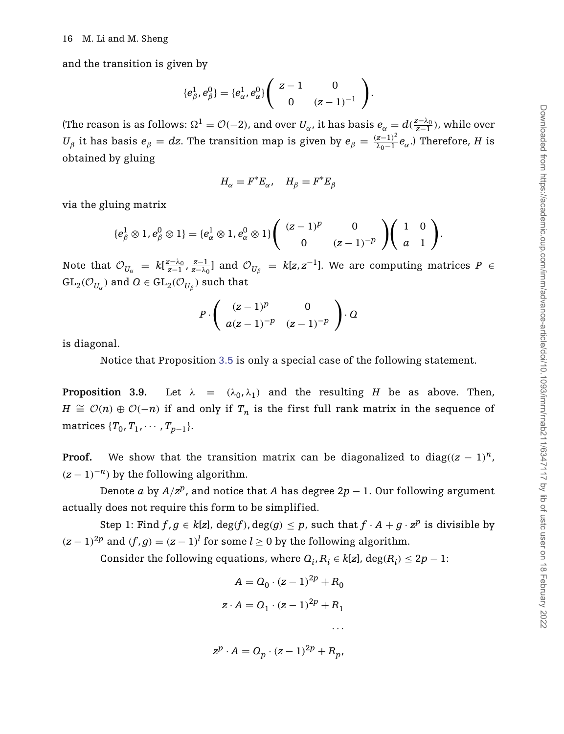and the transition is given by

$$\{e_\beta^1, e_\beta^0\} = \{e_\alpha^1, e_\alpha^0\}\begin{pmatrix} z-1 & 0 \\ 0 & (z-1)^{-1} \end{pmatrix}.$$

(The reason is as follows: $\Omega^1 = \mathcal{O}(-2)$, and over $U_\alpha$, it has basis $e_\alpha = d(\frac{z-\lambda_0}{z-1})$, while over $U_\beta$ it has basis $e_\beta = dz$. The transition map is given by $e_\beta = \frac{(z-1)^2}{\lambda_0 - 1} e_\alpha$.) Therefore, $H$ is obtained by gluing

$$H_\alpha = F^* E_\alpha, \quad H_\beta = F^* E_\beta$$

via the gluing matrix

$$\{e_\beta^1 \otimes 1, e_\beta^0 \otimes 1\} = \{e_\alpha^1 \otimes 1, e_\alpha^0 \otimes 1\}\begin{pmatrix} (z-1)^p & 0 \\ 0 & (z-1)^{-p} \end{pmatrix}\begin{pmatrix} 1 & 0 \\ a & 1 \end{pmatrix}.$$

Note that $\mathcal{O}_{U_\alpha} = k[\frac{z-\lambda_0}{z-1}, \frac{z-1}{z-\lambda_0}]$ and $\mathcal{O}_{U_\beta} = k[z, z^{-1}]$. We are computing matrices $P \in \mathrm{GL}_2(\mathcal{O}_{U_\alpha})$ and $Q \in \mathrm{GL}_2(\mathcal{O}_{U_\beta})$ such that

$$P \cdot \begin{pmatrix} (z-1)^p & 0 \\ a(z-1)^{-p} & (z-1)^{-p} \end{pmatrix} \cdot Q$$

is diagonal.

Notice that Proposition 3.5 is only a special case of the following statement.

**Proposition 3.9.** Let $\lambda = (\lambda_0, \lambda_1)$ and the resulting $H$ be as above. Then, $H \cong \mathcal{O}(n) \oplus \mathcal{O}(-n)$ if and only if $T_n$ is the first full rank matrix in the sequence of matrices $\{T_0, T_1, \cdots, T_{p-1}\}$.

**Proof.** We show that the transition matrix can be diagonalized to $\mathrm{diag}((z-1)^n, (z-1)^{-n})$ by the following algorithm.

Denote $a$ by $A/z^p$, and notice that $A$ has degree $2p-1$. Our following argument actually does not require this form to be simplified.

Step 1: Find $f, g \in k[z]$, $\deg(f), \deg(g) \leq p$, such that $f \cdot A + g \cdot z^p$ is divisible by $(z-1)^{2p}$ and $(f, g) = (z-1)^l$ for some $l \geq 0$ by the following algorithm.

Consider the following equations, where $Q_i, R_i \in k[z]$, $\deg(R_i) \leq 2p-1$:

$$A = Q_0 \cdot (z-1)^{2p} + R_0$$

$$z \cdot A = Q_1 \cdot (z-1)^{2p} + R_1$$

$$\cdots$$

$$z^p \cdot A = Q_p \cdot (z-1)^{2p} + R_p,$$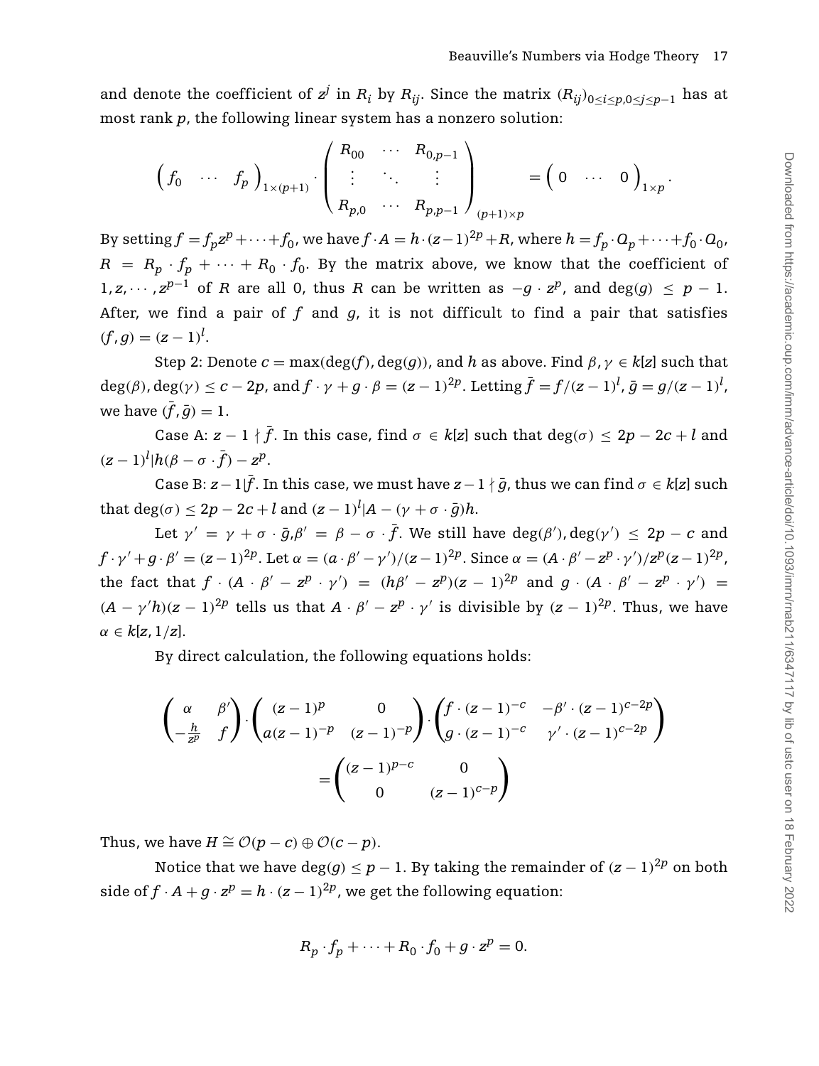and denote the coefficient of $z^j$ in $R_i$ by $R_{ij}$. Since the matrix $(R_{ij})_{0\le i\le p, 0\le j\le p-1}$ has at most rank $p$, the following linear system has a nonzero solution:

$$\begin{pmatrix} f_0 & \cdots & f_p \end{pmatrix}_{1\times(p+1)} \cdot \begin{pmatrix} R_{00} & \cdots & R_{0,p-1} \\ \vdots & \ddots & \vdots \\ R_{p,0} & \cdots & R_{p,p-1} \end{pmatrix}_{(p+1)\times p} = \begin{pmatrix} 0 & \cdots & 0 \end{pmatrix}_{1\times p}.$$

By setting $f = f_p z^p + \cdots + f_0$, we have $f \cdot A = h \cdot (z-1)^{2p} + R$, where $h = f_p \cdot Q_p + \cdots + f_0 \cdot Q_0$, $R = R_p \cdot f_p + \cdots + R_0 \cdot f_0$. By the matrix above, we know that the coefficient of $1, z, \cdots, z^{p-1}$ of $R$ are all 0, thus $R$ can be written as $-g \cdot z^p$, and $\deg(g) \le p-1$. After, we find a pair of $f$ and $g$, it is not difficult to find a pair that satisfies $(f, g) = (z-1)^l$.

Step 2: Denote $c = \max(\deg(f), \deg(g))$, and $h$ as above. Find $\beta, \gamma \in k[z]$ such that $\deg(\beta), \deg(\gamma) \le c - 2p$, and $f \cdot \gamma + g \cdot \beta = (z-1)^{2p}$. Letting $\bar{f} = f/(z-1)^l$, $\bar{g} = g/(z-1)^l$, we have $(\bar{f}, \bar{g}) = 1$.

Case A: $z - 1 \nmid \bar{f}$. In this case, find $\sigma \in k[z]$ such that $\deg(\sigma) \le 2p - 2c + l$ and $(z-1)^l | h(\beta - \sigma \cdot \bar{f}) - z^p$.

Case B: $z - 1 | \bar{f}$. In this case, we must have $z - 1 \nmid \bar{g}$, thus we can find $\sigma \in k[z]$ such that $\deg(\sigma) \le 2p - 2c + l$ and $(z-1)^l | A - (\gamma + \sigma \cdot \bar{g})h$.

Let $\gamma' = \gamma + \sigma \cdot \bar{g}, \beta' = \beta - \sigma \cdot \bar{f}$. We still have $\deg(\beta'), \deg(\gamma') \le 2p - c$ and $f \cdot \gamma' + g \cdot \beta' = (z-1)^{2p}$. Let $\alpha = (a \cdot \beta' - \gamma')/(z-1)^{2p}$. Since $\alpha = (A \cdot \beta' - z^p \cdot \gamma')/z^p(z-1)^{2p}$, the fact that $f \cdot (A \cdot \beta' - z^p \cdot \gamma') = (h\beta' - z^p)(z-1)^{2p}$ and $g \cdot (A \cdot \beta' - z^p \cdot \gamma') = (A - \gamma' h)(z-1)^{2p}$ tells us that $A \cdot \beta' - z^p \cdot \gamma'$ is divisible by $(z-1)^{2p}$. Thus, we have $\alpha \in k[z, 1/z]$.

By direct calculation, the following equations holds:

$$\begin{pmatrix} \alpha & \beta' \\ -\frac{h}{z^p} & f \end{pmatrix} \cdot \begin{pmatrix} (z-1)^p & 0 \\ a(z-1)^{-p} & (z-1)^{-p} \end{pmatrix} \cdot \begin{pmatrix} f \cdot (z-1)^{-c} & -\beta' \cdot (z-1)^{c-2p} \\ g \cdot (z-1)^{-c} & \gamma' \cdot (z-1)^{c-2p} \end{pmatrix} = \begin{pmatrix} (z-1)^{p-c} & 0 \\ 0 & (z-1)^{c-p} \end{pmatrix}$$

Thus, we have $H \cong \mathcal{O}(p-c) \oplus \mathcal{O}(c-p)$.

Notice that we have $\deg(g) \le p-1$. By taking the remainder of $(z-1)^{2p}$ on both side of $f \cdot A + g \cdot z^p = h \cdot (z-1)^{2p}$, we get the following equation:

$$R_p \cdot f_p + \cdots + R_0 \cdot f_0 + g \cdot z^p = 0.$$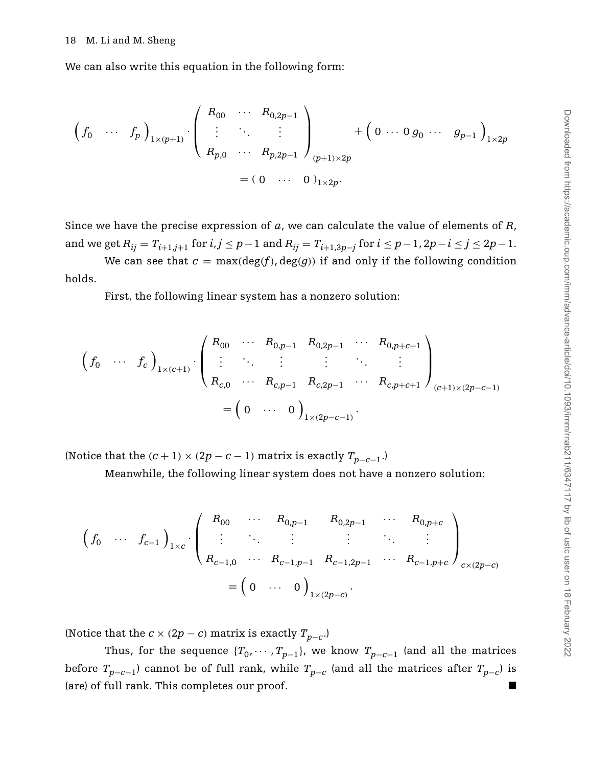We can also write this equation in the following form:

$$
\begin{pmatrix} f_0 & \cdots & f_p \end{pmatrix}_{1\times(p+1)} \cdot \begin{pmatrix} R_{00} & \cdots & R_{0,2p-1} \\ \vdots & \ddots & \vdots \\ R_{p,0} & \cdots & R_{p,2p-1} \end{pmatrix}_{(p+1)\times 2p} + \begin{pmatrix} 0 & \cdots & 0 & g_0 & \cdots & g_{p-1} \end{pmatrix}_{1\times 2p}
$$

$$
= (\, 0 \quad \cdots \quad 0 \,)_{1\times 2p}.
$$

Since we have the precise expression of $a$, we can calculate the value of elements of $R$, and we get $R_{ij} = T_{i+1,j+1}$ for $i, j \leq p-1$ and $R_{ij} = T_{i+1,3p-j}$ for $i \leq p-1, 2p-i \leq j \leq 2p-1$.

We can see that $c = \max(\deg(f), \deg(g))$ if and only if the following condition holds.

First, the following linear system has a nonzero solution:

$$
\begin{pmatrix} f_0 & \cdots & f_c \end{pmatrix}_{1\times(c+1)} \cdot \begin{pmatrix} R_{00} & \cdots & R_{0,p-1} & R_{0,2p-1} & \cdots & R_{0,p+c+1} \\ \vdots & \ddots & \vdots & \vdots & \ddots & \vdots \\ R_{c,0} & \cdots & R_{c,p-1} & R_{c,2p-1} & \cdots & R_{c,p+c+1} \end{pmatrix}_{(c+1)\times(2p-c-1)}
$$

$$
= \begin{pmatrix} 0 & \cdots & 0 \end{pmatrix}_{1\times(2p-c-1)}.
$$

(Notice that the $(c+1) \times (2p-c-1)$ matrix is exactly $T_{p-c-1}$.)

Meanwhile, the following linear system does not have a nonzero solution:

$$
\begin{pmatrix} f_0 & \cdots & f_{c-1} \end{pmatrix}_{1\times c} \cdot \begin{pmatrix} R_{00} & \cdots & R_{0,p-1} & R_{0,2p-1} & \cdots & R_{0,p+c} \\ \vdots & \ddots & \vdots & \vdots & \ddots & \vdots \\ R_{c-1,0} & \cdots & R_{c-1,p-1} & R_{c-1,2p-1} & \cdots & R_{c-1,p+c} \end{pmatrix}_{c\times(2p-c)}
$$

$$
= \begin{pmatrix} 0 & \cdots & 0 \end{pmatrix}_{1\times(2p-c)}.
$$

(Notice that the $c \times (2p-c)$ matrix is exactly $T_{p-c}$.)

Thus, for the sequence $\{T_0, \cdots, T_{p-1}\}$, we know $T_{p-c-1}$ (and all the matrices before $T_{p-c-1}$) cannot be of full rank, while $T_{p-c}$ (and all the matrices after $T_{p-c}$) is (are) of full rank. This completes our proof. ∎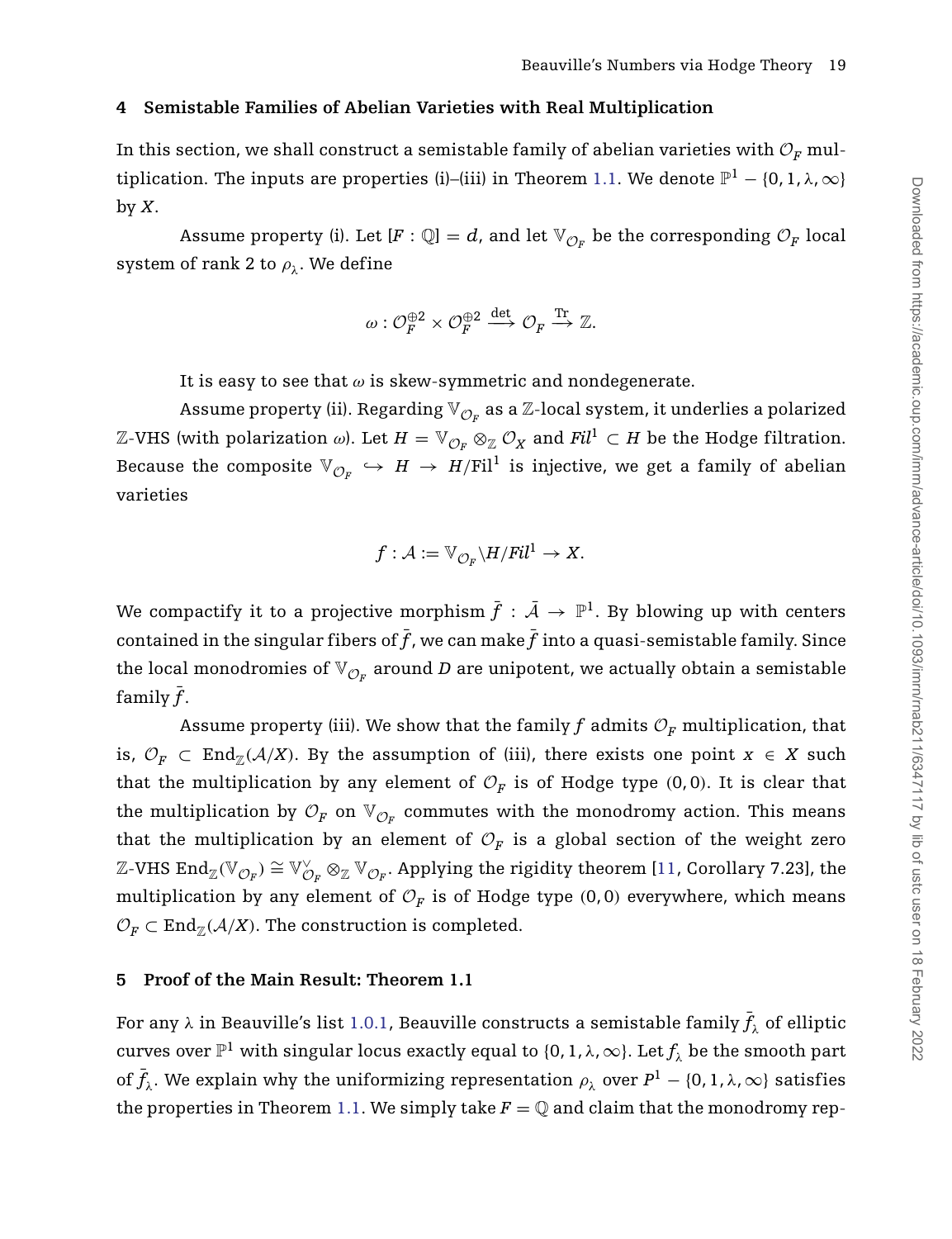## 4 Semistable Families of Abelian Varieties with Real Multiplication

In this section, we shall construct a semistable family of abelian varieties with $\mathcal{O}_F$ multiplication. The inputs are properties (i)–(iii) in Theorem 1.1. We denote $\mathbb{P}^1 - \{0, 1, \lambda, \infty\}$ by $X$.

Assume property (i). Let $[F : \mathbb{Q}] = d$, and let $\mathbb{V}_{\mathcal{O}_F}$ be the corresponding $\mathcal{O}_F$ local system of rank 2 to $\rho_\lambda$. We define

$$\omega : \mathcal{O}_F^{\oplus 2} \times \mathcal{O}_F^{\oplus 2} \xrightarrow{\det} \mathcal{O}_F \xrightarrow{\mathrm{Tr}} \mathbb{Z}.$$

It is easy to see that $\omega$ is skew-symmetric and nondegenerate.

Assume property (ii). Regarding $\mathbb{V}_{\mathcal{O}_F}$ as a $\mathbb{Z}$-local system, it underlies a polarized $\mathbb{Z}$-VHS (with polarization $\omega$). Let $H = \mathbb{V}_{\mathcal{O}_F} \otimes_{\mathbb{Z}} \mathcal{O}_X$ and $Fil^1 \subset H$ be the Hodge filtration. Because the composite $\mathbb{V}_{\mathcal{O}_F} \hookrightarrow H \to H/\mathrm{Fil}^1$ is injective, we get a family of abelian varieties

$$f : \mathcal{A} := \mathbb{V}_{\mathcal{O}_F} \backslash H/Fil^1 \to X.$$

We compactify it to a projective morphism $\bar{f} : \bar{\mathcal{A}} \to \mathbb{P}^1$. By blowing up with centers contained in the singular fibers of $\bar{f}$, we can make $\bar{f}$ into a quasi-semistable family. Since the local monodromies of $\mathbb{V}_{\mathcal{O}_F}$ around $D$ are unipotent, we actually obtain a semistable family $\bar{f}$.

Assume property (iii). We show that the family $f$ admits $\mathcal{O}_F$ multiplication, that is, $\mathcal{O}_F \subset \mathrm{End}_{\mathbb{Z}}(\mathcal{A}/X)$. By the assumption of (iii), there exists one point $x \in X$ such that the multiplication by any element of $\mathcal{O}_F$ is of Hodge type $(0, 0)$. It is clear that the multiplication by $\mathcal{O}_F$ on $\mathbb{V}_{\mathcal{O}_F}$ commutes with the monodromy action. This means that the multiplication by an element of $\mathcal{O}_F$ is a global section of the weight zero $\mathbb{Z}$-VHS $\mathrm{End}_{\mathbb{Z}}(\mathbb{V}_{\mathcal{O}_F}) \cong \mathbb{V}_{\mathcal{O}_F}^\vee \otimes_{\mathbb{Z}} \mathbb{V}_{\mathcal{O}_F}$. Applying the rigidity theorem [11, Corollary 7.23], the multiplication by any element of $\mathcal{O}_F$ is of Hodge type $(0, 0)$ everywhere, which means $\mathcal{O}_F \subset \mathrm{End}_{\mathbb{Z}}(\mathcal{A}/X)$. The construction is completed.

## 5 Proof of the Main Result: Theorem 1.1

For any $\lambda$ in Beauville's list 1.0.1, Beauville constructs a semistable family $\bar{f}_\lambda$ of elliptic curves over $\mathbb{P}^1$ with singular locus exactly equal to $\{0, 1, \lambda, \infty\}$. Let $f_\lambda$ be the smooth part of $\bar{f}_\lambda$. We explain why the uniformizing representation $\rho_\lambda$ over $P^1 - \{0, 1, \lambda, \infty\}$ satisfies the properties in Theorem 1.1. We simply take $F = \mathbb{Q}$ and claim that the monodromy rep-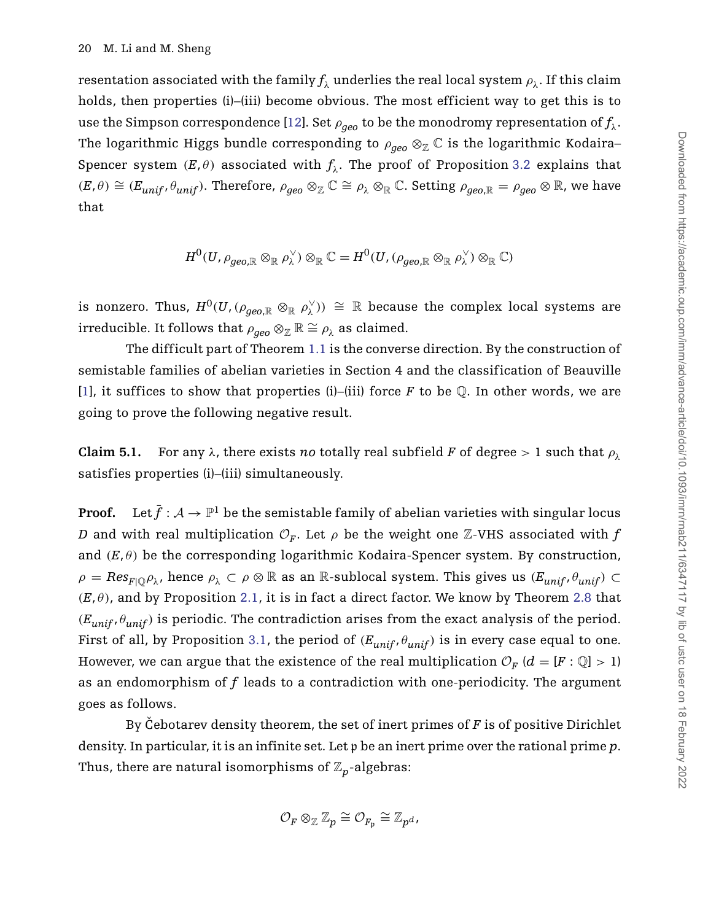resentation associated with the family $f_\lambda$ underlies the real local system $\rho_\lambda$. If this claim holds, then properties (i)–(iii) become obvious. The most efficient way to get this is to use the Simpson correspondence [12]. Set $\rho_{geo}$ to be the monodromy representation of $f_\lambda$. The logarithmic Higgs bundle corresponding to $\rho_{geo} \otimes_{\mathbb{Z}} \mathbb{C}$ is the logarithmic Kodaira–Spencer system $(E, \theta)$ associated with $f_\lambda$. The proof of Proposition 3.2 explains that $(E, \theta) \cong (E_{unif}, \theta_{unif})$. Therefore, $\rho_{geo} \otimes_{\mathbb{Z}} \mathbb{C} \cong \rho_\lambda \otimes_{\mathbb{R}} \mathbb{C}$. Setting $\rho_{geo,\mathbb{R}} = \rho_{geo} \otimes \mathbb{R}$, we have that

$$H^0(U, \rho_{geo,\mathbb{R}} \otimes_{\mathbb{R}} \rho_\lambda^\vee) \otimes_{\mathbb{R}} \mathbb{C} = H^0(U, (\rho_{geo,\mathbb{R}} \otimes_{\mathbb{R}} \rho_\lambda^\vee) \otimes_{\mathbb{R}} \mathbb{C})$$

is nonzero. Thus, $H^0(U, (\rho_{geo,\mathbb{R}} \otimes_{\mathbb{R}} \rho_\lambda^\vee)) \cong \mathbb{R}$ because the complex local systems are irreducible. It follows that $\rho_{geo} \otimes_{\mathbb{Z}} \mathbb{R} \cong \rho_\lambda$ as claimed.

The difficult part of Theorem 1.1 is the converse direction. By the construction of semistable families of abelian varieties in Section 4 and the classification of Beauville [1], it suffices to show that properties (i)–(iii) force $F$ to be $\mathbb{Q}$. In other words, we are going to prove the following negative result.

**Claim 5.1.** For any $\lambda$, there exists *no* totally real subfield $F$ of degree $> 1$ such that $\rho_\lambda$ satisfies properties (i)–(iii) simultaneously.

**Proof.** Let $\bar{f} : \mathcal{A} \to \mathbb{P}^1$ be the semistable family of abelian varieties with singular locus $D$ and with real multiplication $\mathcal{O}_F$. Let $\rho$ be the weight one $\mathbb{Z}$-VHS associated with $f$ and $(E, \theta)$ be the corresponding logarithmic Kodaira-Spencer system. By construction, $\rho = Res_{F|\mathbb{Q}} \rho_\lambda$, hence $\rho_\lambda \subset \rho \otimes \mathbb{R}$ as an $\mathbb{R}$-sublocal system. This gives us $(E_{unif}, \theta_{unif}) \subset (E, \theta)$, and by Proposition 2.1, it is in fact a direct factor. We know by Theorem 2.8 that $(E_{unif}, \theta_{unif})$ is periodic. The contradiction arises from the exact analysis of the period. First of all, by Proposition 3.1, the period of $(E_{unif}, \theta_{unif})$ is in every case equal to one. However, we can argue that the existence of the real multiplication $\mathcal{O}_F$ ($d = [F : \mathbb{Q}] > 1$) as an endomorphism of $f$ leads to a contradiction with one-periodicity. The argument goes as follows.

By Čebotarev density theorem, the set of inert primes of $F$ is of positive Dirichlet density. In particular, it is an infinite set. Let $\mathfrak{p}$ be an inert prime over the rational prime $p$. Thus, there are natural isomorphisms of $\mathbb{Z}_p$-algebras:

$$\mathcal{O}_F \otimes_{\mathbb{Z}} \mathbb{Z}_p \cong \mathcal{O}_{F_\mathfrak{p}} \cong \mathbb{Z}_{p^d},$$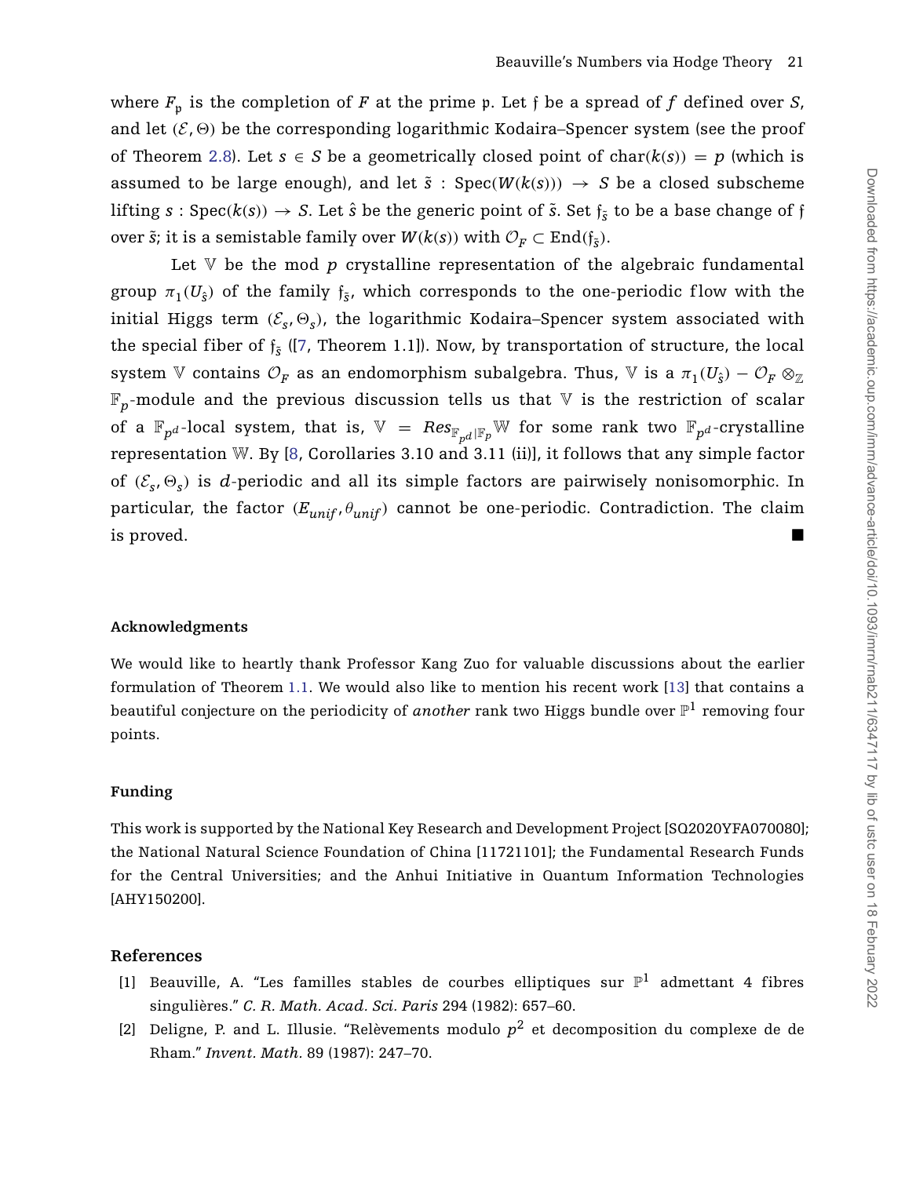where $F_{\mathfrak{p}}$ is the completion of $F$ at the prime $\mathfrak{p}$. Let $\mathfrak{f}$ be a spread of $f$ defined over $S$, and let $(\mathcal{E}, \Theta)$ be the corresponding logarithmic Kodaira–Spencer system (see the proof of Theorem 2.8). Let $s \in S$ be a geometrically closed point of $\mathrm{char}(k(s)) = p$ (which is assumed to be large enough), and let $\tilde{s} : \mathrm{Spec}(W(k(s))) \to S$ be a closed subscheme lifting $s : \mathrm{Spec}(k(s)) \to S$. Let $\hat{s}$ be the generic point of $\tilde{s}$. Set $\mathfrak{f}_{\tilde{s}}$ to be a base change of $\mathfrak{f}$ over $\tilde{s}$; it is a semistable family over $W(k(s))$ with $\mathcal{O}_F \subset \mathrm{End}(\mathfrak{f}_{\tilde{s}})$.

Let $\mathbb{V}$ be the mod $p$ crystalline representation of the algebraic fundamental group $\pi_1(U_{\hat{s}})$ of the family $\mathfrak{f}_{\tilde{s}}$, which corresponds to the one-periodic flow with the initial Higgs term $(\mathcal{E}_s, \Theta_s)$, the logarithmic Kodaira–Spencer system associated with the special fiber of $\mathfrak{f}_{\tilde{s}}$ ([7, Theorem 1.1]). Now, by transportation of structure, the local system $\mathbb{V}$ contains $\mathcal{O}_F$ as an endomorphism subalgebra. Thus, $\mathbb{V}$ is a $\pi_1(U_{\hat{s}}) - \mathcal{O}_F \otimes_{\mathbb{Z}} \mathbb{F}_p$-module and the previous discussion tells us that $\mathbb{V}$ is the restriction of scalar of a $\mathbb{F}_{p^d}$-local system, that is, $\mathbb{V} = Res_{\mathbb{F}_{p^d}|\mathbb{F}_p}\mathbb{W}$ for some rank two $\mathbb{F}_{p^d}$-crystalline representation $\mathbb{W}$. By [8, Corollaries 3.10 and 3.11 (ii)], it follows that any simple factor of $(\mathcal{E}_s, \Theta_s)$ is $d$-periodic and all its simple factors are pairwisely nonisomorphic. In particular, the factor $(E_{unif}, \theta_{unif})$ cannot be one-periodic. Contradiction. The claim is proved. ∎

#### Acknowledgments

We would like to heartly thank Professor Kang Zuo for valuable discussions about the earlier formulation of Theorem 1.1. We would also like to mention his recent work [13] that contains a beautiful conjecture on the periodicity of *another* rank two Higgs bundle over $\mathbb{P}^1$ removing four points.

#### Funding

This work is supported by the National Key Research and Development Project [SQ2020YFA070080]; the National Natural Science Foundation of China [11721101]; the Fundamental Research Funds for the Central Universities; and the Anhui Initiative in Quantum Information Technologies [AHY150200].

## References

[1] Beauville, A. "Les familles stables de courbes elliptiques sur $\mathbb{P}^1$ admettant 4 fibres singulières." *C. R. Math. Acad. Sci. Paris* 294 (1982): 657–60.

[2] Deligne, P. and L. Illusie. "Relèvements modulo $p^2$ et decomposition du complexe de de Rham." *Invent. Math.* 89 (1987): 247–70.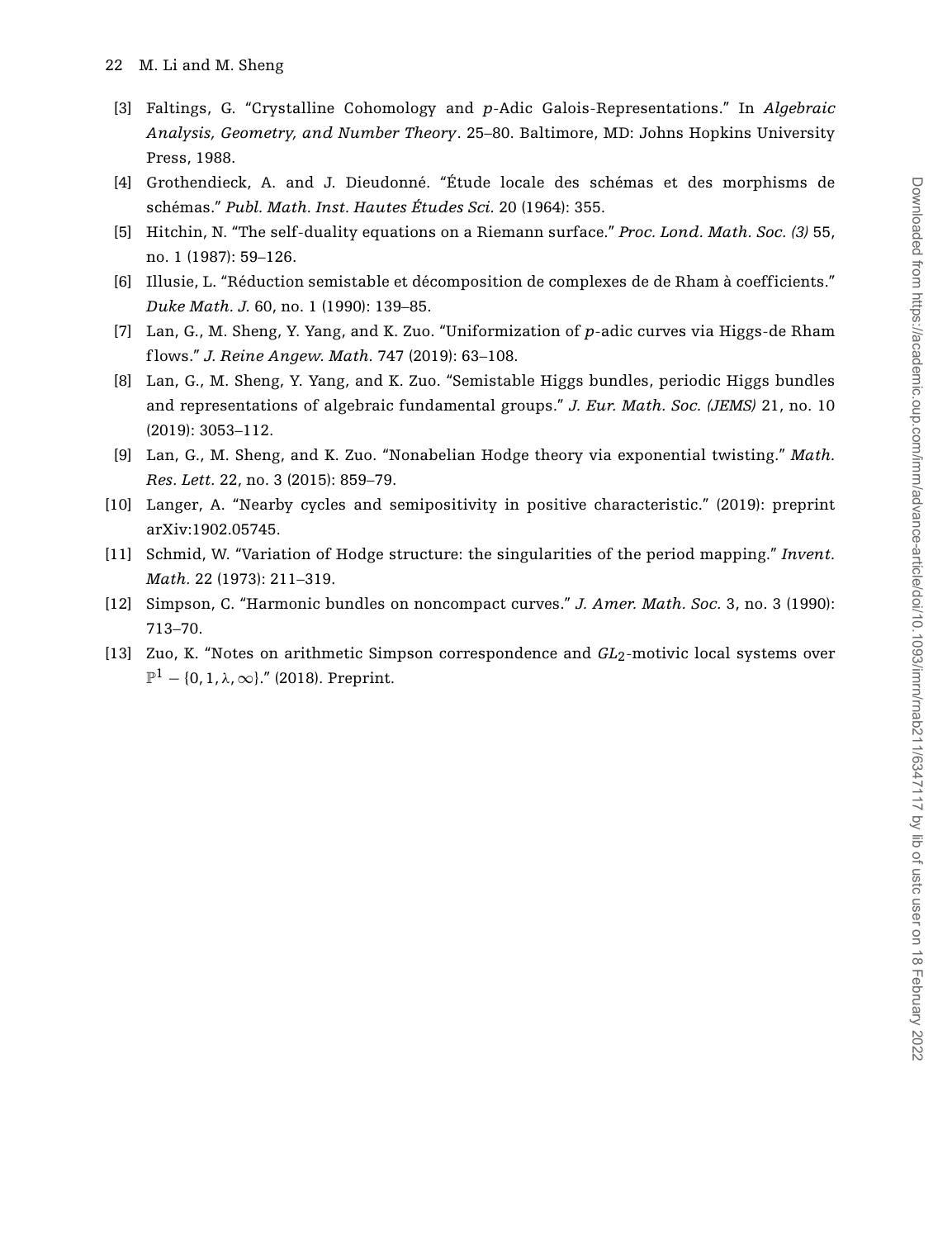[3] Faltings, G. “Crystalline Cohomology and $p$-Adic Galois-Representations.” In *Algebraic Analysis, Geometry, and Number Theory*. 25–80. Baltimore, MD: Johns Hopkins University Press, 1988.

[4] Grothendieck, A. and J. Dieudonné. “Étude locale des schémas et des morphisms de schémas.” *Publ. Math. Inst. Hautes Études Sci.* 20 (1964): 355.

[5] Hitchin, N. “The self-duality equations on a Riemann surface.” *Proc. Lond. Math. Soc. (3)* 55, no. 1 (1987): 59–126.

[6] Illusie, L. “Réduction semistable et décomposition de complexes de de Rham à coefficients.” *Duke Math. J.* 60, no. 1 (1990): 139–85.

[7] Lan, G., M. Sheng, Y. Yang, and K. Zuo. “Uniformization of $p$-adic curves via Higgs-de Rham flows.” *J. Reine Angew. Math.* 747 (2019): 63–108.

[8] Lan, G., M. Sheng, Y. Yang, and K. Zuo. “Semistable Higgs bundles, periodic Higgs bundles and representations of algebraic fundamental groups.” *J. Eur. Math. Soc. (JEMS)* 21, no. 10 (2019): 3053–112.

[9] Lan, G., M. Sheng, and K. Zuo. “Nonabelian Hodge theory via exponential twisting.” *Math. Res. Lett.* 22, no. 3 (2015): 859–79.

[10] Langer, A. “Nearby cycles and semipositivity in positive characteristic.” (2019): preprint arXiv:1902.05745.

[11] Schmid, W. “Variation of Hodge structure: the singularities of the period mapping.” *Invent. Math.* 22 (1973): 211–319.

[12] Simpson, C. “Harmonic bundles on noncompact curves.” *J. Amer. Math. Soc.* 3, no. 3 (1990): 713–70.

[13] Zuo, K. “Notes on arithmetic Simpson correspondence and $GL_2$-motivic local systems over $\mathbb{P}^1 - \{0, 1, \lambda, \infty\}$.” (2018). Preprint.